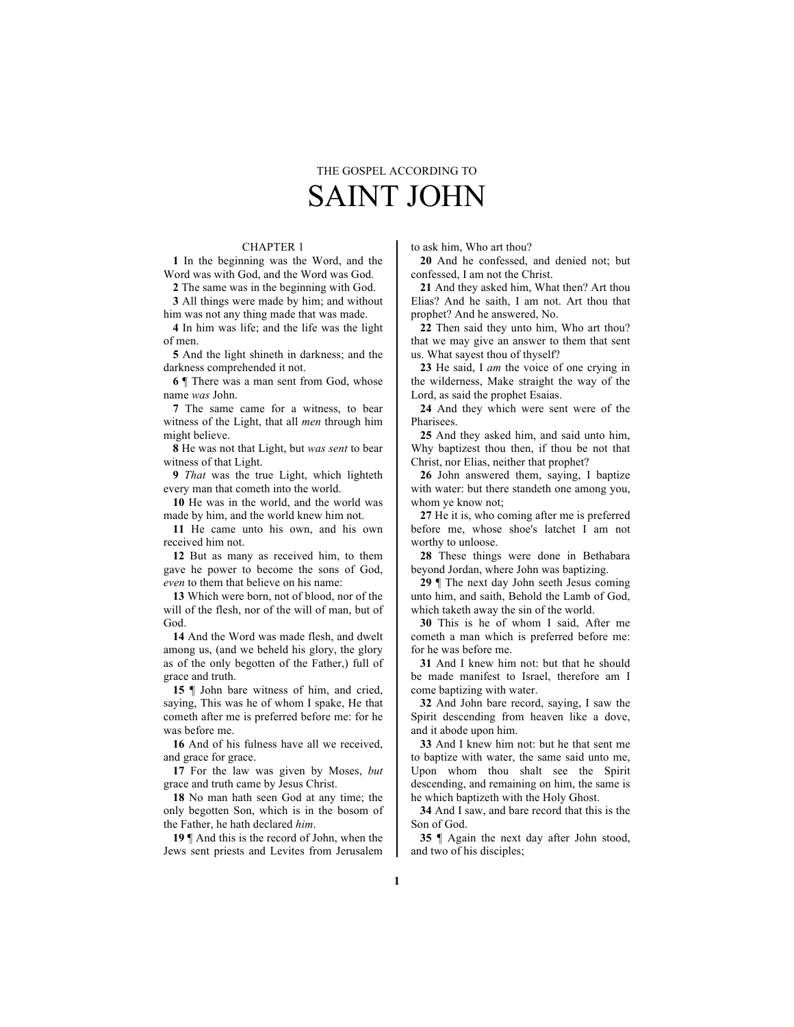THE GOSPEL ACCORDING TO

# SAINT JOHN

## CHAPTER 1

**1** In the beginning was the Word, and the Word was with God, and the Word was God.

**2** The same was in the beginning with God.

**3** All things were made by him; and without him was not any thing made that was made.

**4** In him was life; and the life was the light of men.

**5** And the light shineth in darkness; and the darkness comprehended it not.

**6** ¶ There was a man sent from God, whose name *was* John.

**7** The same came for a witness, to bear witness of the Light, that all *men* through him might believe.

**8** He was not that Light, but *was sent* to bear witness of that Light.

**9** *That* was the true Light, which lighteth every man that cometh into the world.

**10** He was in the world, and the world was made by him, and the world knew him not.

**11** He came unto his own, and his own received him not.

**12** But as many as received him, to them gave he power to become the sons of God, *even* to them that believe on his name:

**13** Which were born, not of blood, nor of the will of the flesh, nor of the will of man, but of God.

**14** And the Word was made flesh, and dwelt among us, (and we beheld his glory, the glory as of the only begotten of the Father,) full of grace and truth.

**15** ¶ John bare witness of him, and cried, saying, This was he of whom I spake, He that cometh after me is preferred before me: for he was before me.

**16** And of his fulness have all we received, and grace for grace.

**17** For the law was given by Moses, *but* grace and truth came by Jesus Christ.

**18** No man hath seen God at any time; the only begotten Son, which is in the bosom of the Father, he hath declared *him*.

**19** ¶ And this is the record of John, when the Jews sent priests and Levites from Jerusalem to ask him, Who art thou?

**20** And he confessed, and denied not; but confessed, I am not the Christ.

**21** And they asked him, What then? Art thou Elias? And he saith, I am not. Art thou that prophet? And he answered, No.

**22** Then said they unto him, Who art thou? that we may give an answer to them that sent us. What sayest thou of thyself?

**23** He said, I *am* the voice of one crying in the wilderness, Make straight the way of the Lord, as said the prophet Esaias.

**24** And they which were sent were of the Pharisees.

**25** And they asked him, and said unto him, Why baptizest thou then, if thou be not that Christ, nor Elias, neither that prophet?

**26** John answered them, saying, I baptize with water: but there standeth one among you, whom ye know not;

**27** He it is, who coming after me is preferred before me, whose shoe's latchet I am not worthy to unloose.

**28** These things were done in Bethabara beyond Jordan, where John was baptizing.

**29** ¶ The next day John seeth Jesus coming unto him, and saith, Behold the Lamb of God, which taketh away the sin of the world.

**30** This is he of whom I said, After me cometh a man which is preferred before me: for he was before me.

**31** And I knew him not: but that he should be made manifest to Israel, therefore am I come baptizing with water.

**32** And John bare record, saying, I saw the Spirit descending from heaven like a dove, and it abode upon him.

**33** And I knew him not: but he that sent me to baptize with water, the same said unto me, Upon whom thou shalt see the Spirit descending, and remaining on him, the same is he which baptizeth with the Holy Ghost.

**34** And I saw, and bare record that this is the Son of God.

**35** ¶ Again the next day after John stood, and two of his disciples;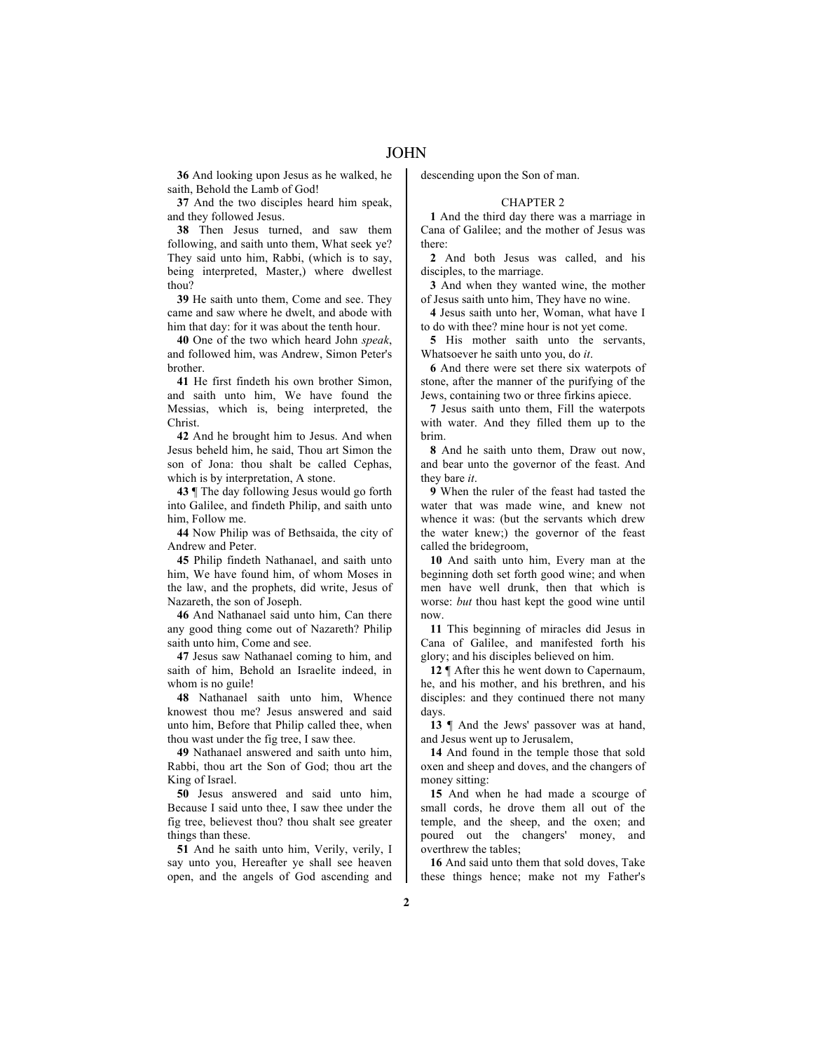**36** And looking upon Jesus as he walked, he saith, Behold the Lamb of God!

**37** And the two disciples heard him speak, and they followed Jesus.

**38** Then Jesus turned, and saw them following, and saith unto them, What seek ye? They said unto him, Rabbi, (which is to say, being interpreted, Master,) where dwellest thou?

**39** He saith unto them, Come and see. They came and saw where he dwelt, and abode with him that day: for it was about the tenth hour.

**40** One of the two which heard John *speak*, and followed him, was Andrew, Simon Peter's brother.

**41** He first findeth his own brother Simon, and saith unto him, We have found the Messias, which is, being interpreted, the Christ.

**42** And he brought him to Jesus. And when Jesus beheld him, he said, Thou art Simon the son of Jona: thou shalt be called Cephas, which is by interpretation, A stone.

**43** ¶ The day following Jesus would go forth into Galilee, and findeth Philip, and saith unto him, Follow me.

**44** Now Philip was of Bethsaida, the city of Andrew and Peter.

**45** Philip findeth Nathanael, and saith unto him, We have found him, of whom Moses in the law, and the prophets, did write, Jesus of Nazareth, the son of Joseph.

**46** And Nathanael said unto him, Can there any good thing come out of Nazareth? Philip saith unto him, Come and see.

**47** Jesus saw Nathanael coming to him, and saith of him, Behold an Israelite indeed, in whom is no guile!

**48** Nathanael saith unto him, Whence knowest thou me? Jesus answered and said unto him, Before that Philip called thee, when thou wast under the fig tree, I saw thee.

**49** Nathanael answered and saith unto him, Rabbi, thou art the Son of God; thou art the King of Israel.

**50** Jesus answered and said unto him, Because I said unto thee, I saw thee under the fig tree, believest thou? thou shalt see greater things than these.

**51** And he saith unto him, Verily, verily, I say unto you, Hereafter ye shall see heaven open, and the angels of God ascending and descending upon the Son of man.

## CHAPTER 2

**1** And the third day there was a marriage in Cana of Galilee; and the mother of Jesus was there:

**2** And both Jesus was called, and his disciples, to the marriage.

**3** And when they wanted wine, the mother of Jesus saith unto him, They have no wine.

**4** Jesus saith unto her, Woman, what have I to do with thee? mine hour is not yet come.

**5** His mother saith unto the servants, Whatsoever he saith unto you, do *it*.

**6** And there were set there six waterpots of stone, after the manner of the purifying of the Jews, containing two or three firkins apiece.

**7** Jesus saith unto them, Fill the waterpots with water. And they filled them up to the brim.

**8** And he saith unto them, Draw out now, and bear unto the governor of the feast. And they bare *it*.

**9** When the ruler of the feast had tasted the water that was made wine, and knew not whence it was: (but the servants which drew the water knew;) the governor of the feast called the bridegroom,

**10** And saith unto him, Every man at the beginning doth set forth good wine; and when men have well drunk, then that which is worse: *but* thou hast kept the good wine until now.

**11** This beginning of miracles did Jesus in Cana of Galilee, and manifested forth his glory; and his disciples believed on him.

**12** ¶ After this he went down to Capernaum, he, and his mother, and his brethren, and his disciples: and they continued there not many days.

**13** ¶ And the Jews' passover was at hand, and Jesus went up to Jerusalem,

**14** And found in the temple those that sold oxen and sheep and doves, and the changers of money sitting:

**15** And when he had made a scourge of small cords, he drove them all out of the temple, and the sheep, and the oxen; and poured out the changers' money, and overthrew the tables;

**16** And said unto them that sold doves, Take these things hence; make not my Father's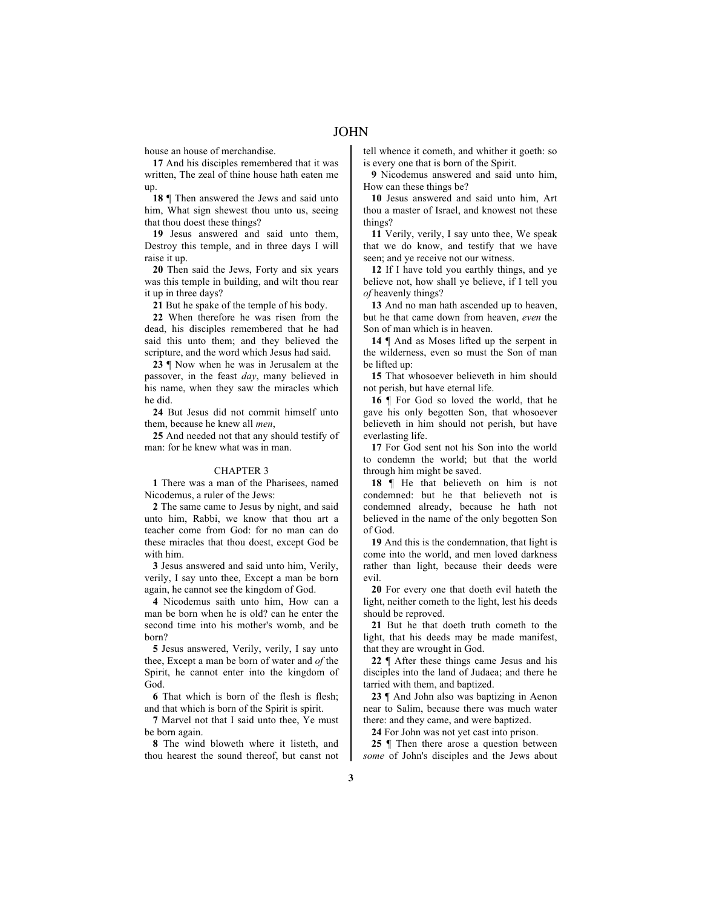house an house of merchandise.

**17** And his disciples remembered that it was written, The zeal of thine house hath eaten me up.

**18** ¶ Then answered the Jews and said unto him, What sign shewest thou unto us, seeing that thou doest these things?

**19** Jesus answered and said unto them, Destroy this temple, and in three days I will raise it up.

**20** Then said the Jews, Forty and six years was this temple in building, and wilt thou rear it up in three days?

**21** But he spake of the temple of his body.

**22** When therefore he was risen from the dead, his disciples remembered that he had said this unto them; and they believed the scripture, and the word which Jesus had said.

**23** ¶ Now when he was in Jerusalem at the passover, in the feast *day*, many believed in his name, when they saw the miracles which he did.

**24** But Jesus did not commit himself unto them, because he knew all *men*,

**25** And needed not that any should testify of man: for he knew what was in man.

## CHAPTER 3

**1** There was a man of the Pharisees, named Nicodemus, a ruler of the Jews:

**2** The same came to Jesus by night, and said unto him, Rabbi, we know that thou art a teacher come from God: for no man can do these miracles that thou doest, except God be with him.

**3** Jesus answered and said unto him, Verily, verily, I say unto thee, Except a man be born again, he cannot see the kingdom of God.

**4** Nicodemus saith unto him, How can a man be born when he is old? can he enter the second time into his mother's womb, and be born?

**5** Jesus answered, Verily, verily, I say unto thee, Except a man be born of water and *of* the Spirit, he cannot enter into the kingdom of God.

**6** That which is born of the flesh is flesh; and that which is born of the Spirit is spirit.

**7** Marvel not that I said unto thee, Ye must be born again.

**8** The wind bloweth where it listeth, and thou hearest the sound thereof, but canst not tell whence it cometh, and whither it goeth: so is every one that is born of the Spirit.

**9** Nicodemus answered and said unto him, How can these things be?

**10** Jesus answered and said unto him, Art thou a master of Israel, and knowest not these things?

**11** Verily, verily, I say unto thee, We speak that we do know, and testify that we have seen; and ye receive not our witness.

**12** If I have told you earthly things, and ye believe not, how shall ye believe, if I tell you *of* heavenly things?

**13** And no man hath ascended up to heaven, but he that came down from heaven, *even* the Son of man which is in heaven.

**14** ¶ And as Moses lifted up the serpent in the wilderness, even so must the Son of man be lifted up:

**15** That whosoever believeth in him should not perish, but have eternal life.

**16** ¶ For God so loved the world, that he gave his only begotten Son, that whosoever believeth in him should not perish, but have everlasting life.

**17** For God sent not his Son into the world to condemn the world; but that the world through him might be saved.

**18** ¶ He that believeth on him is not condemned: but he that believeth not is condemned already, because he hath not believed in the name of the only begotten Son of God.

**19** And this is the condemnation, that light is come into the world, and men loved darkness rather than light, because their deeds were evil.

**20** For every one that doeth evil hateth the light, neither cometh to the light, lest his deeds should be reproved.

**21** But he that doeth truth cometh to the light, that his deeds may be made manifest, that they are wrought in God.

**22** ¶ After these things came Jesus and his disciples into the land of Judaea; and there he tarried with them, and baptized.

**23** ¶ And John also was baptizing in Aenon near to Salim, because there was much water there: and they came, and were baptized.

**24** For John was not yet cast into prison.

**25** ¶ Then there arose a question between *some* of John's disciples and the Jews about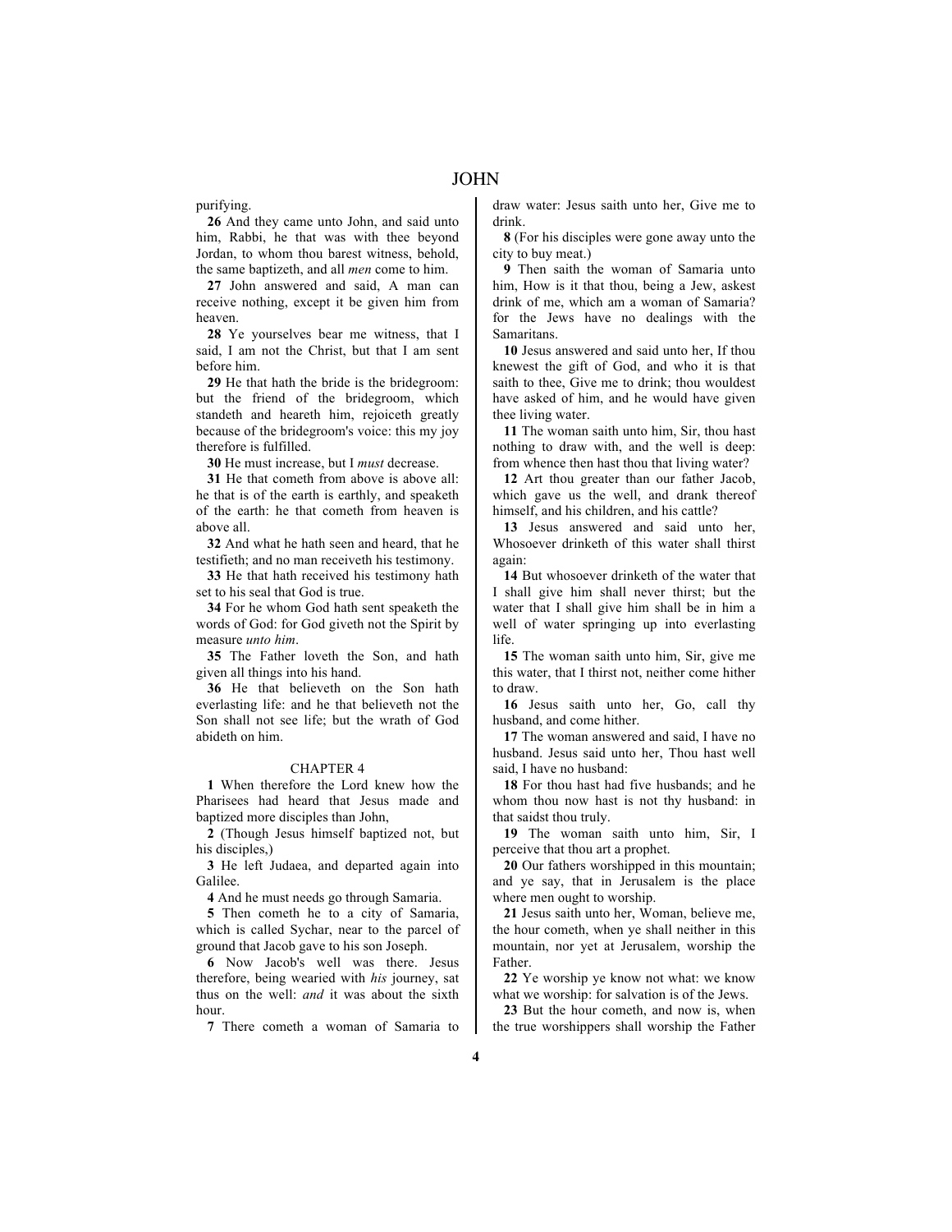purifying.

**26** And they came unto John, and said unto him, Rabbi, he that was with thee beyond Jordan, to whom thou barest witness, behold, the same baptizeth, and all *men* come to him.

**27** John answered and said, A man can receive nothing, except it be given him from heaven.

**28** Ye yourselves bear me witness, that I said, I am not the Christ, but that I am sent before him.

**29** He that hath the bride is the bridegroom: but the friend of the bridegroom, which standeth and heareth him, rejoiceth greatly because of the bridegroom's voice: this my joy therefore is fulfilled.

**30** He must increase, but I *must* decrease.

**31** He that cometh from above is above all: he that is of the earth is earthly, and speaketh of the earth: he that cometh from heaven is above all.

**32** And what he hath seen and heard, that he testifieth; and no man receiveth his testimony.

**33** He that hath received his testimony hath set to his seal that God is true.

**34** For he whom God hath sent speaketh the words of God: for God giveth not the Spirit by measure *unto him*.

**35** The Father loveth the Son, and hath given all things into his hand.

**36** He that believeth on the Son hath everlasting life: and he that believeth not the Son shall not see life; but the wrath of God abideth on him.

## CHAPTER 4

**1** When therefore the Lord knew how the Pharisees had heard that Jesus made and baptized more disciples than John,

**2** (Though Jesus himself baptized not, but his disciples,)

**3** He left Judaea, and departed again into Galilee.

**4** And he must needs go through Samaria.

**5** Then cometh he to a city of Samaria, which is called Sychar, near to the parcel of ground that Jacob gave to his son Joseph.

**6** Now Jacob's well was there. Jesus therefore, being wearied with *his* journey, sat thus on the well: *and* it was about the sixth hour.

**7** There cometh a woman of Samaria to draw water: Jesus saith unto her, Give me to drink.

**8** (For his disciples were gone away unto the city to buy meat.)

**9** Then saith the woman of Samaria unto him, How is it that thou, being a Jew, askest drink of me, which am a woman of Samaria? for the Jews have no dealings with the Samaritans.

**10** Jesus answered and said unto her, If thou knewest the gift of God, and who it is that saith to thee, Give me to drink; thou wouldest have asked of him, and he would have given thee living water.

**11** The woman saith unto him, Sir, thou hast nothing to draw with, and the well is deep: from whence then hast thou that living water?

**12** Art thou greater than our father Jacob, which gave us the well, and drank thereof himself, and his children, and his cattle?

**13** Jesus answered and said unto her, Whosoever drinketh of this water shall thirst again:

**14** But whosoever drinketh of the water that I shall give him shall never thirst; but the water that I shall give him shall be in him a well of water springing up into everlasting life.

**15** The woman saith unto him, Sir, give me this water, that I thirst not, neither come hither to draw.

**16** Jesus saith unto her, Go, call thy husband, and come hither.

**17** The woman answered and said, I have no husband. Jesus said unto her, Thou hast well said, I have no husband:

**18** For thou hast had five husbands; and he whom thou now hast is not thy husband: in that saidst thou truly.

**19** The woman saith unto him, Sir, I perceive that thou art a prophet.

**20** Our fathers worshipped in this mountain; and ye say, that in Jerusalem is the place where men ought to worship.

**21** Jesus saith unto her, Woman, believe me, the hour cometh, when ye shall neither in this mountain, nor yet at Jerusalem, worship the Father.

**22** Ye worship ye know not what: we know what we worship: for salvation is of the Jews.

**23** But the hour cometh, and now is, when the true worshippers shall worship the Father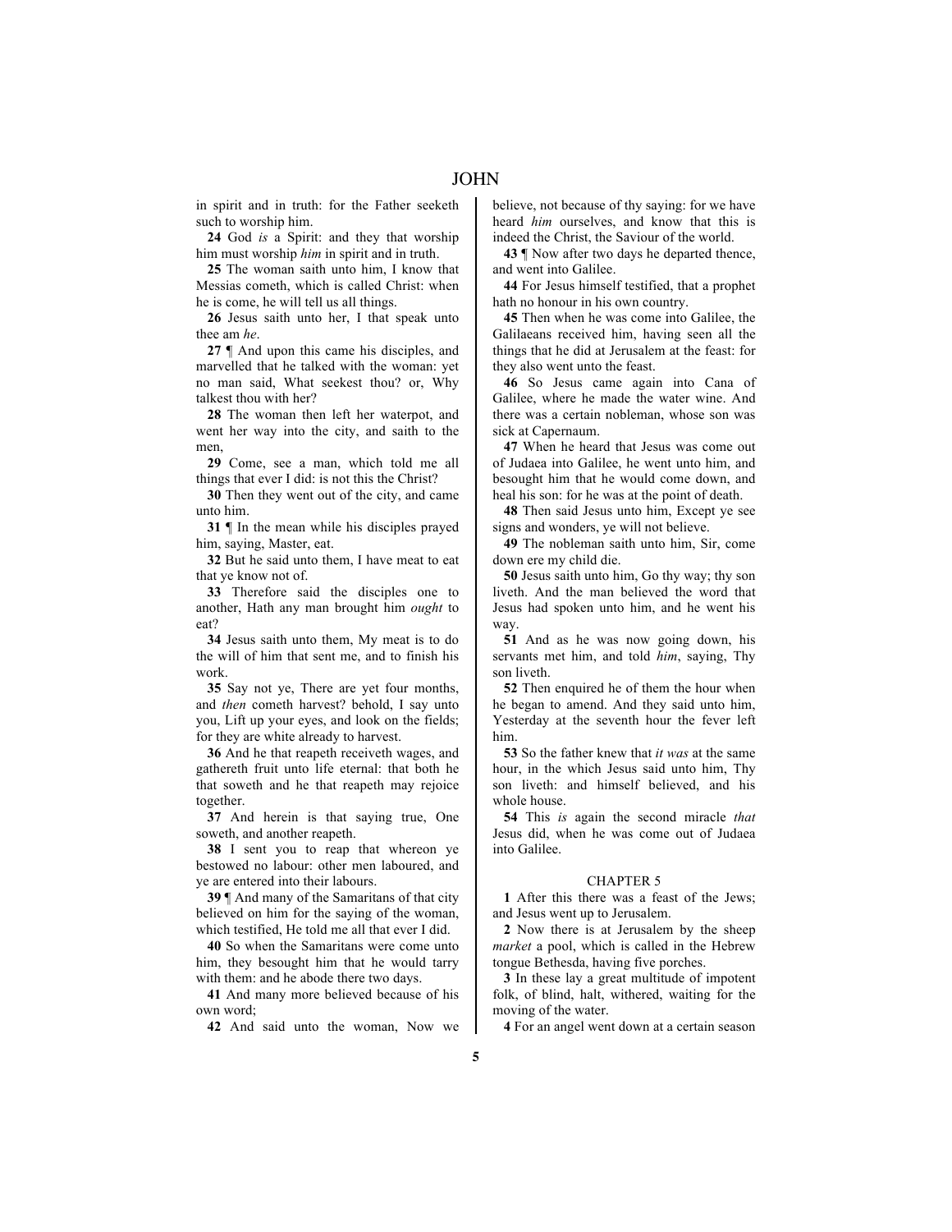in spirit and in truth: for the Father seeketh such to worship him.

**24** God *is* a Spirit: and they that worship him must worship *him* in spirit and in truth.

**25** The woman saith unto him, I know that Messias cometh, which is called Christ: when he is come, he will tell us all things.

**26** Jesus saith unto her, I that speak unto thee am *he*.

**27** ¶ And upon this came his disciples, and marvelled that he talked with the woman: yet no man said, What seekest thou? or, Why talkest thou with her?

**28** The woman then left her waterpot, and went her way into the city, and saith to the men,

**29** Come, see a man, which told me all things that ever I did: is not this the Christ?

**30** Then they went out of the city, and came unto him.

**31** ¶ In the mean while his disciples prayed him, saying, Master, eat.

**32** But he said unto them, I have meat to eat that ye know not of.

**33** Therefore said the disciples one to another, Hath any man brought him *ought* to eat?

**34** Jesus saith unto them, My meat is to do the will of him that sent me, and to finish his work.

**35** Say not ye, There are yet four months, and *then* cometh harvest? behold, I say unto you, Lift up your eyes, and look on the fields; for they are white already to harvest.

**36** And he that reapeth receiveth wages, and gathereth fruit unto life eternal: that both he that soweth and he that reapeth may rejoice together.

**37** And herein is that saying true, One soweth, and another reapeth.

**38** I sent you to reap that whereon ye bestowed no labour: other men laboured, and ye are entered into their labours.

**39** ¶ And many of the Samaritans of that city believed on him for the saying of the woman, which testified, He told me all that ever I did.

**40** So when the Samaritans were come unto him, they besought him that he would tarry with them: and he abode there two days.

**41** And many more believed because of his own word;

**42** And said unto the woman, Now we believe, not because of thy saying: for we have heard *him* ourselves, and know that this is indeed the Christ, the Saviour of the world.

**43** ¶ Now after two days he departed thence, and went into Galilee.

**44** For Jesus himself testified, that a prophet hath no honour in his own country.

**45** Then when he was come into Galilee, the Galilaeans received him, having seen all the things that he did at Jerusalem at the feast: for they also went unto the feast.

**46** So Jesus came again into Cana of Galilee, where he made the water wine. And there was a certain nobleman, whose son was sick at Capernaum.

**47** When he heard that Jesus was come out of Judaea into Galilee, he went unto him, and besought him that he would come down, and heal his son: for he was at the point of death.

**48** Then said Jesus unto him, Except ye see signs and wonders, ye will not believe.

**49** The nobleman saith unto him, Sir, come down ere my child die.

**50** Jesus saith unto him, Go thy way; thy son liveth. And the man believed the word that Jesus had spoken unto him, and he went his way.

**51** And as he was now going down, his servants met him, and told *him*, saying, Thy son liveth.

**52** Then enquired he of them the hour when he began to amend. And they said unto him, Yesterday at the seventh hour the fever left him.

**53** So the father knew that *it was* at the same hour, in the which Jesus said unto him, Thy son liveth: and himself believed, and his whole house.

**54** This *is* again the second miracle *that* Jesus did, when he was come out of Judaea into Galilee.

## CHAPTER 5

**1** After this there was a feast of the Jews; and Jesus went up to Jerusalem.

**2** Now there is at Jerusalem by the sheep *market* a pool, which is called in the Hebrew tongue Bethesda, having five porches.

**3** In these lay a great multitude of impotent folk, of blind, halt, withered, waiting for the moving of the water.

**4** For an angel went down at a certain season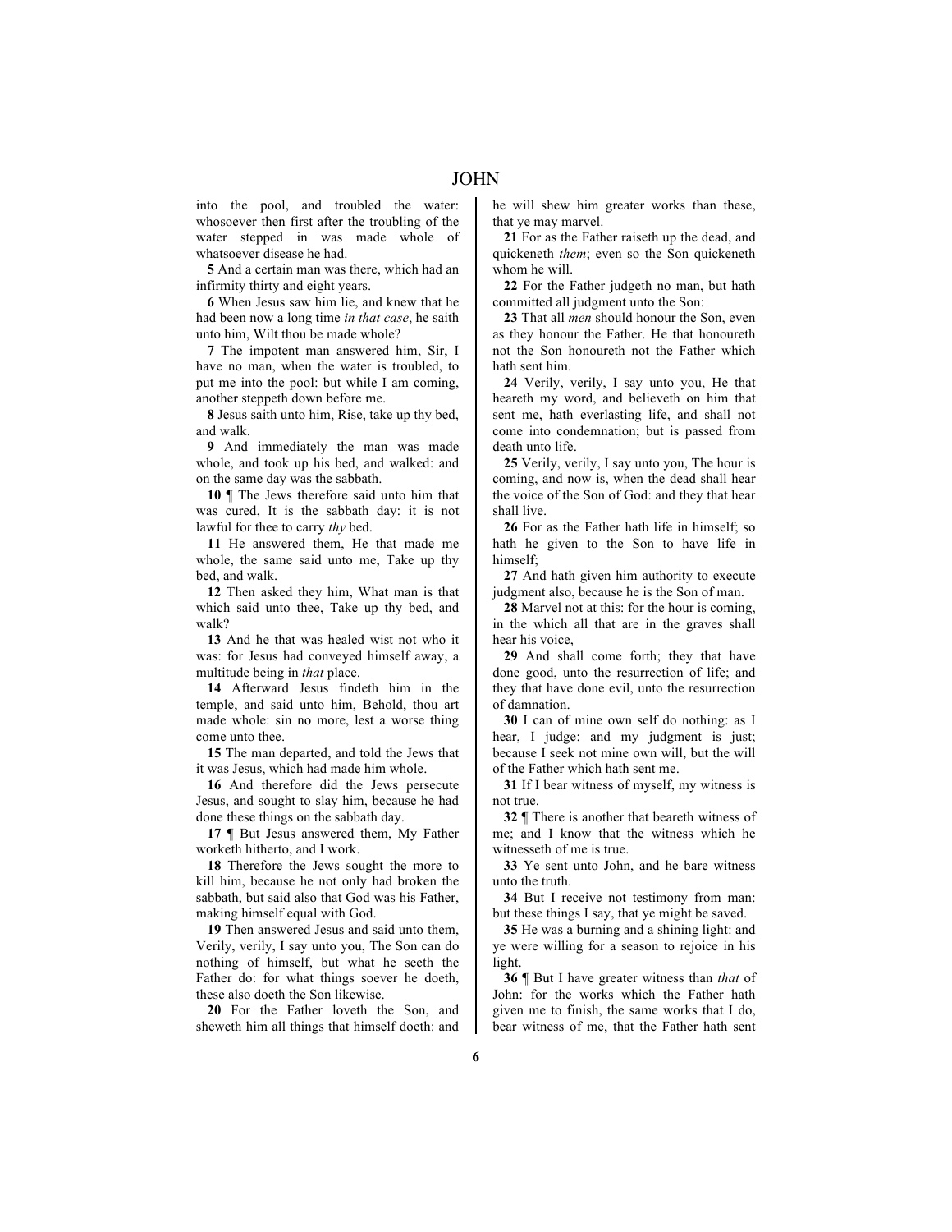into the pool, and troubled the water: whosoever then first after the troubling of the water stepped in was made whole of whatsoever disease he had.

**5** And a certain man was there, which had an infirmity thirty and eight years.

**6** When Jesus saw him lie, and knew that he had been now a long time *in that case*, he saith unto him, Wilt thou be made whole?

**7** The impotent man answered him, Sir, I have no man, when the water is troubled, to put me into the pool: but while I am coming, another steppeth down before me.

**8** Jesus saith unto him, Rise, take up thy bed, and walk.

**9** And immediately the man was made whole, and took up his bed, and walked: and on the same day was the sabbath.

**10** ¶ The Jews therefore said unto him that was cured, It is the sabbath day: it is not lawful for thee to carry *thy* bed.

**11** He answered them, He that made me whole, the same said unto me, Take up thy bed, and walk.

**12** Then asked they him, What man is that which said unto thee, Take up thy bed, and walk?

**13** And he that was healed wist not who it was: for Jesus had conveyed himself away, a multitude being in *that* place.

**14** Afterward Jesus findeth him in the temple, and said unto him, Behold, thou art made whole: sin no more, lest a worse thing come unto thee.

**15** The man departed, and told the Jews that it was Jesus, which had made him whole.

**16** And therefore did the Jews persecute Jesus, and sought to slay him, because he had done these things on the sabbath day.

**17** ¶ But Jesus answered them, My Father worketh hitherto, and I work.

**18** Therefore the Jews sought the more to kill him, because he not only had broken the sabbath, but said also that God was his Father, making himself equal with God.

**19** Then answered Jesus and said unto them, Verily, verily, I say unto you, The Son can do nothing of himself, but what he seeth the Father do: for what things soever he doeth, these also doeth the Son likewise.

**20** For the Father loveth the Son, and sheweth him all things that himself doeth: and he will shew him greater works than these, that ye may marvel.

**21** For as the Father raiseth up the dead, and quickeneth *them*; even so the Son quickeneth whom he will.

**22** For the Father judgeth no man, but hath committed all judgment unto the Son:

**23** That all *men* should honour the Son, even as they honour the Father. He that honoureth not the Son honoureth not the Father which hath sent him.

**24** Verily, verily, I say unto you, He that heareth my word, and believeth on him that sent me, hath everlasting life, and shall not come into condemnation; but is passed from death unto life.

**25** Verily, verily, I say unto you, The hour is coming, and now is, when the dead shall hear the voice of the Son of God: and they that hear shall live.

**26** For as the Father hath life in himself; so hath he given to the Son to have life in himself;

**27** And hath given him authority to execute judgment also, because he is the Son of man.

**28** Marvel not at this: for the hour is coming, in the which all that are in the graves shall hear his voice,

**29** And shall come forth; they that have done good, unto the resurrection of life; and they that have done evil, unto the resurrection of damnation.

**30** I can of mine own self do nothing: as I hear, I judge: and my judgment is just; because I seek not mine own will, but the will of the Father which hath sent me.

**31** If I bear witness of myself, my witness is not true.

**32** ¶ There is another that beareth witness of me; and I know that the witness which he witnesseth of me is true.

**33** Ye sent unto John, and he bare witness unto the truth.

**34** But I receive not testimony from man: but these things I say, that ye might be saved.

**35** He was a burning and a shining light: and ye were willing for a season to rejoice in his light.

**36** ¶ But I have greater witness than *that* of John: for the works which the Father hath given me to finish, the same works that I do, bear witness of me, that the Father hath sent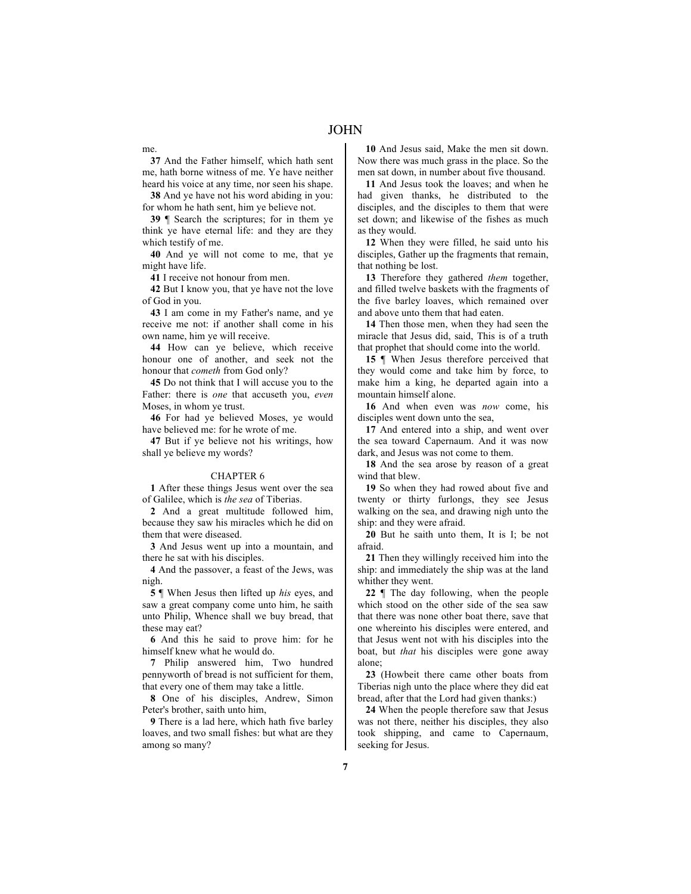me.

**37** And the Father himself, which hath sent me, hath borne witness of me. Ye have neither heard his voice at any time, nor seen his shape.

**38** And ye have not his word abiding in you: for whom he hath sent, him ye believe not.

**39** ¶ Search the scriptures; for in them ye think ye have eternal life: and they are they which testify of me.

**40** And ye will not come to me, that ye might have life.

**41** I receive not honour from men.

**42** But I know you, that ye have not the love of God in you.

**43** I am come in my Father's name, and ye receive me not: if another shall come in his own name, him ye will receive.

**44** How can ye believe, which receive honour one of another, and seek not the honour that *cometh* from God only?

**45** Do not think that I will accuse you to the Father: there is *one* that accuseth you, *even* Moses, in whom ye trust.

**46** For had ye believed Moses, ye would have believed me: for he wrote of me.

**47** But if ye believe not his writings, how shall ye believe my words?

## CHAPTER 6

**1** After these things Jesus went over the sea of Galilee, which is *the sea* of Tiberias.

**2** And a great multitude followed him, because they saw his miracles which he did on them that were diseased.

**3** And Jesus went up into a mountain, and there he sat with his disciples.

**4** And the passover, a feast of the Jews, was nigh.

**5** ¶ When Jesus then lifted up *his* eyes, and saw a great company come unto him, he saith unto Philip, Whence shall we buy bread, that these may eat?

**6** And this he said to prove him: for he himself knew what he would do.

**7** Philip answered him, Two hundred pennyworth of bread is not sufficient for them, that every one of them may take a little.

**8** One of his disciples, Andrew, Simon Peter's brother, saith unto him,

**9** There is a lad here, which hath five barley loaves, and two small fishes: but what are they among so many?

**10** And Jesus said, Make the men sit down. Now there was much grass in the place. So the men sat down, in number about five thousand.

**11** And Jesus took the loaves; and when he had given thanks, he distributed to the disciples, and the disciples to them that were set down; and likewise of the fishes as much as they would.

**12** When they were filled, he said unto his disciples, Gather up the fragments that remain, that nothing be lost.

**13** Therefore they gathered *them* together, and filled twelve baskets with the fragments of the five barley loaves, which remained over and above unto them that had eaten.

**14** Then those men, when they had seen the miracle that Jesus did, said, This is of a truth that prophet that should come into the world.

**15** ¶ When Jesus therefore perceived that they would come and take him by force, to make him a king, he departed again into a mountain himself alone.

**16** And when even was *now* come, his disciples went down unto the sea,

**17** And entered into a ship, and went over the sea toward Capernaum. And it was now dark, and Jesus was not come to them.

**18** And the sea arose by reason of a great wind that blew.

**19** So when they had rowed about five and twenty or thirty furlongs, they see Jesus walking on the sea, and drawing nigh unto the ship: and they were afraid.

**20** But he saith unto them, It is I; be not afraid.

**21** Then they willingly received him into the ship: and immediately the ship was at the land whither they went.

**22** ¶ The day following, when the people which stood on the other side of the sea saw that there was none other boat there, save that one whereinto his disciples were entered, and that Jesus went not with his disciples into the boat, but *that* his disciples were gone away alone;

**23** (Howbeit there came other boats from Tiberias nigh unto the place where they did eat bread, after that the Lord had given thanks:)

**24** When the people therefore saw that Jesus was not there, neither his disciples, they also took shipping, and came to Capernaum, seeking for Jesus.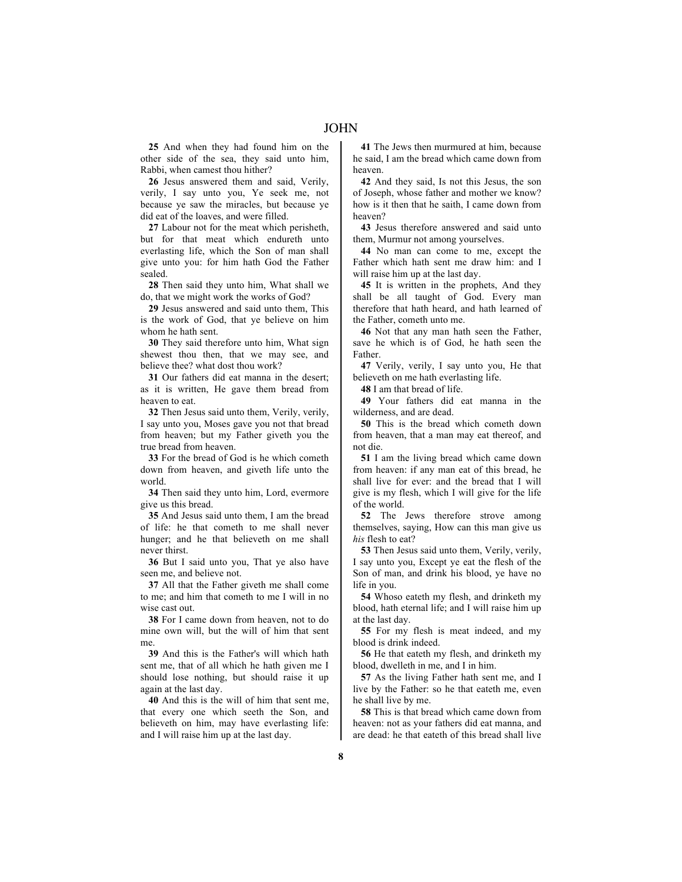**25** And when they had found him on the other side of the sea, they said unto him, Rabbi, when camest thou hither?

**26** Jesus answered them and said, Verily, verily, I say unto you, Ye seek me, not because ye saw the miracles, but because ye did eat of the loaves, and were filled.

**27** Labour not for the meat which perisheth, but for that meat which endureth unto everlasting life, which the Son of man shall give unto you: for him hath God the Father sealed.

**28** Then said they unto him, What shall we do, that we might work the works of God?

**29** Jesus answered and said unto them, This is the work of God, that ye believe on him whom he hath sent.

**30** They said therefore unto him, What sign shewest thou then, that we may see, and believe thee? what dost thou work?

**31** Our fathers did eat manna in the desert; as it is written, He gave them bread from heaven to eat.

**32** Then Jesus said unto them, Verily, verily, I say unto you, Moses gave you not that bread from heaven; but my Father giveth you the true bread from heaven.

**33** For the bread of God is he which cometh down from heaven, and giveth life unto the world.

**34** Then said they unto him, Lord, evermore give us this bread.

**35** And Jesus said unto them, I am the bread of life: he that cometh to me shall never hunger; and he that believeth on me shall never thirst.

**36** But I said unto you, That ye also have seen me, and believe not.

**37** All that the Father giveth me shall come to me; and him that cometh to me I will in no wise cast out.

**38** For I came down from heaven, not to do mine own will, but the will of him that sent me.

**39** And this is the Father's will which hath sent me, that of all which he hath given me I should lose nothing, but should raise it up again at the last day.

**40** And this is the will of him that sent me, that every one which seeth the Son, and believeth on him, may have everlasting life: and I will raise him up at the last day.

**41** The Jews then murmured at him, because he said, I am the bread which came down from heaven.

**42** And they said, Is not this Jesus, the son of Joseph, whose father and mother we know? how is it then that he saith, I came down from heaven?

**43** Jesus therefore answered and said unto them, Murmur not among yourselves.

**44** No man can come to me, except the Father which hath sent me draw him: and I will raise him up at the last day.

**45** It is written in the prophets, And they shall be all taught of God. Every man therefore that hath heard, and hath learned of the Father, cometh unto me.

**46** Not that any man hath seen the Father, save he which is of God, he hath seen the Father.

**47** Verily, verily, I say unto you, He that believeth on me hath everlasting life.

**48** I am that bread of life.

**49** Your fathers did eat manna in the wilderness, and are dead.

**50** This is the bread which cometh down from heaven, that a man may eat thereof, and not die.

**51** I am the living bread which came down from heaven: if any man eat of this bread, he shall live for ever: and the bread that I will give is my flesh, which I will give for the life of the world.

**52** The Jews therefore strove among themselves, saying, How can this man give us *his* flesh to eat?

**53** Then Jesus said unto them, Verily, verily, I say unto you, Except ye eat the flesh of the Son of man, and drink his blood, ye have no life in you.

**54** Whoso eateth my flesh, and drinketh my blood, hath eternal life; and I will raise him up at the last day.

**55** For my flesh is meat indeed, and my blood is drink indeed.

**56** He that eateth my flesh, and drinketh my blood, dwelleth in me, and I in him.

**57** As the living Father hath sent me, and I live by the Father: so he that eateth me, even he shall live by me.

**58** This is that bread which came down from heaven: not as your fathers did eat manna, and are dead: he that eateth of this bread shall live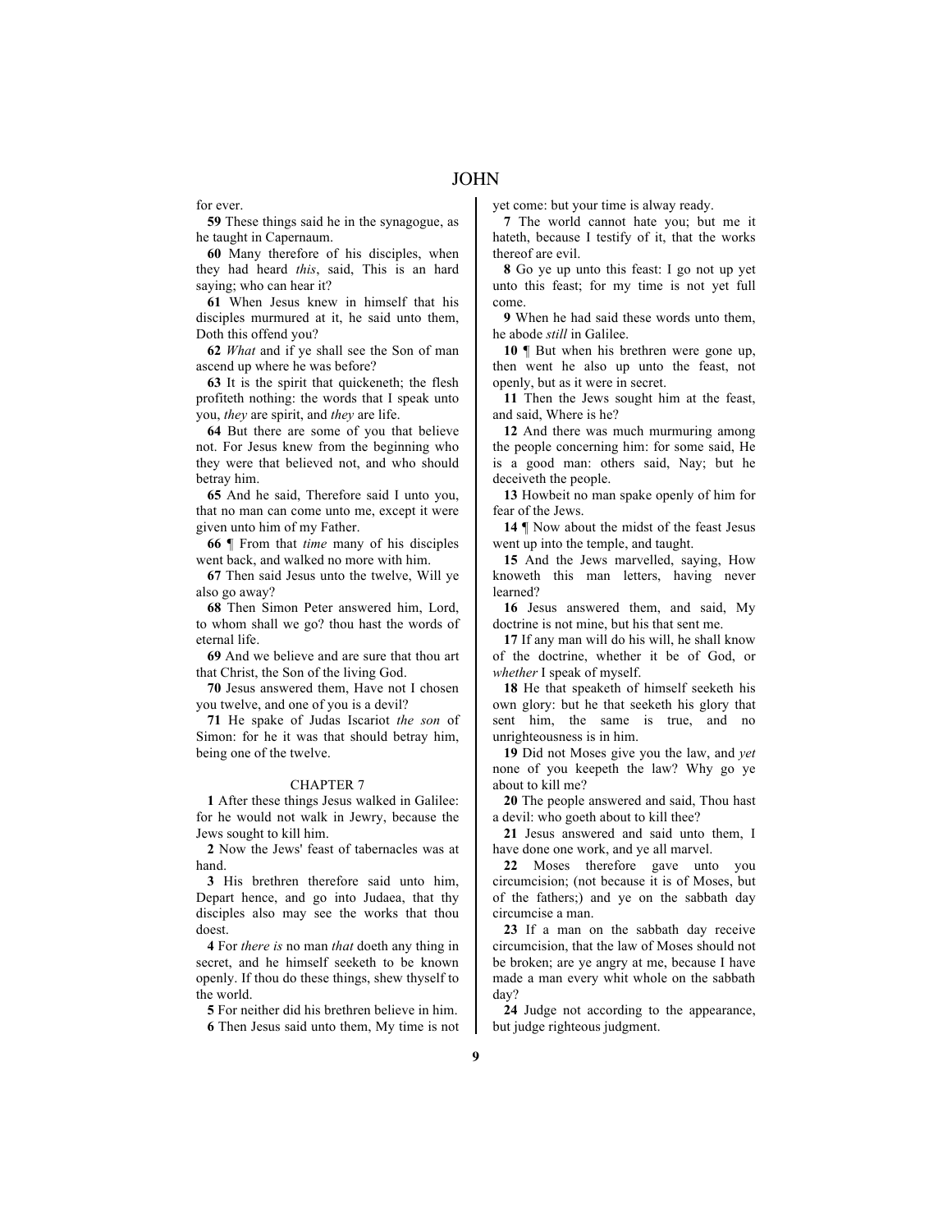for ever.

**59** These things said he in the synagogue, as he taught in Capernaum.

**60** Many therefore of his disciples, when they had heard *this*, said, This is an hard saying; who can hear it?

**61** When Jesus knew in himself that his disciples murmured at it, he said unto them, Doth this offend you?

**62** *What* and if ye shall see the Son of man ascend up where he was before?

**63** It is the spirit that quickeneth; the flesh profiteth nothing: the words that I speak unto you, *they* are spirit, and *they* are life.

**64** But there are some of you that believe not. For Jesus knew from the beginning who they were that believed not, and who should betray him.

**65** And he said, Therefore said I unto you, that no man can come unto me, except it were given unto him of my Father.

**66** ¶ From that *time* many of his disciples went back, and walked no more with him.

**67** Then said Jesus unto the twelve, Will ye also go away?

**68** Then Simon Peter answered him, Lord, to whom shall we go? thou hast the words of eternal life.

**69** And we believe and are sure that thou art that Christ, the Son of the living God.

**70** Jesus answered them, Have not I chosen you twelve, and one of you is a devil?

**71** He spake of Judas Iscariot *the son* of Simon: for he it was that should betray him, being one of the twelve.

## CHAPTER 7

**1** After these things Jesus walked in Galilee: for he would not walk in Jewry, because the Jews sought to kill him.

**2** Now the Jews' feast of tabernacles was at hand.

**3** His brethren therefore said unto him, Depart hence, and go into Judaea, that thy disciples also may see the works that thou doest.

**4** For *there is* no man *that* doeth any thing in secret, and he himself seeketh to be known openly. If thou do these things, shew thyself to the world.

**5** For neither did his brethren believe in him.

**6** Then Jesus said unto them, My time is not yet come: but your time is alway ready.

**7** The world cannot hate you; but me it hateth, because I testify of it, that the works thereof are evil.

**8** Go ye up unto this feast: I go not up yet unto this feast; for my time is not yet full come.

**9** When he had said these words unto them, he abode *still* in Galilee.

**10** ¶ But when his brethren were gone up, then went he also up unto the feast, not openly, but as it were in secret.

**11** Then the Jews sought him at the feast, and said, Where is he?

**12** And there was much murmuring among the people concerning him: for some said, He is a good man: others said, Nay; but he deceiveth the people.

**13** Howbeit no man spake openly of him for fear of the Jews.

**14** ¶ Now about the midst of the feast Jesus went up into the temple, and taught.

**15** And the Jews marvelled, saying, How knoweth this man letters, having never learned?

**16** Jesus answered them, and said, My doctrine is not mine, but his that sent me.

**17** If any man will do his will, he shall know of the doctrine, whether it be of God, or *whether* I speak of myself.

**18** He that speaketh of himself seeketh his own glory: but he that seeketh his glory that sent him, the same is true, and no unrighteousness is in him.

**19** Did not Moses give you the law, and *yet* none of you keepeth the law? Why go ye about to kill me?

**20** The people answered and said, Thou hast a devil: who goeth about to kill thee?

**21** Jesus answered and said unto them, I have done one work, and ye all marvel.

**22** Moses therefore gave unto you circumcision; (not because it is of Moses, but of the fathers;) and ye on the sabbath day circumcise a man.

**23** If a man on the sabbath day receive circumcision, that the law of Moses should not be broken; are ye angry at me, because I have made a man every whit whole on the sabbath day?

**24** Judge not according to the appearance, but judge righteous judgment.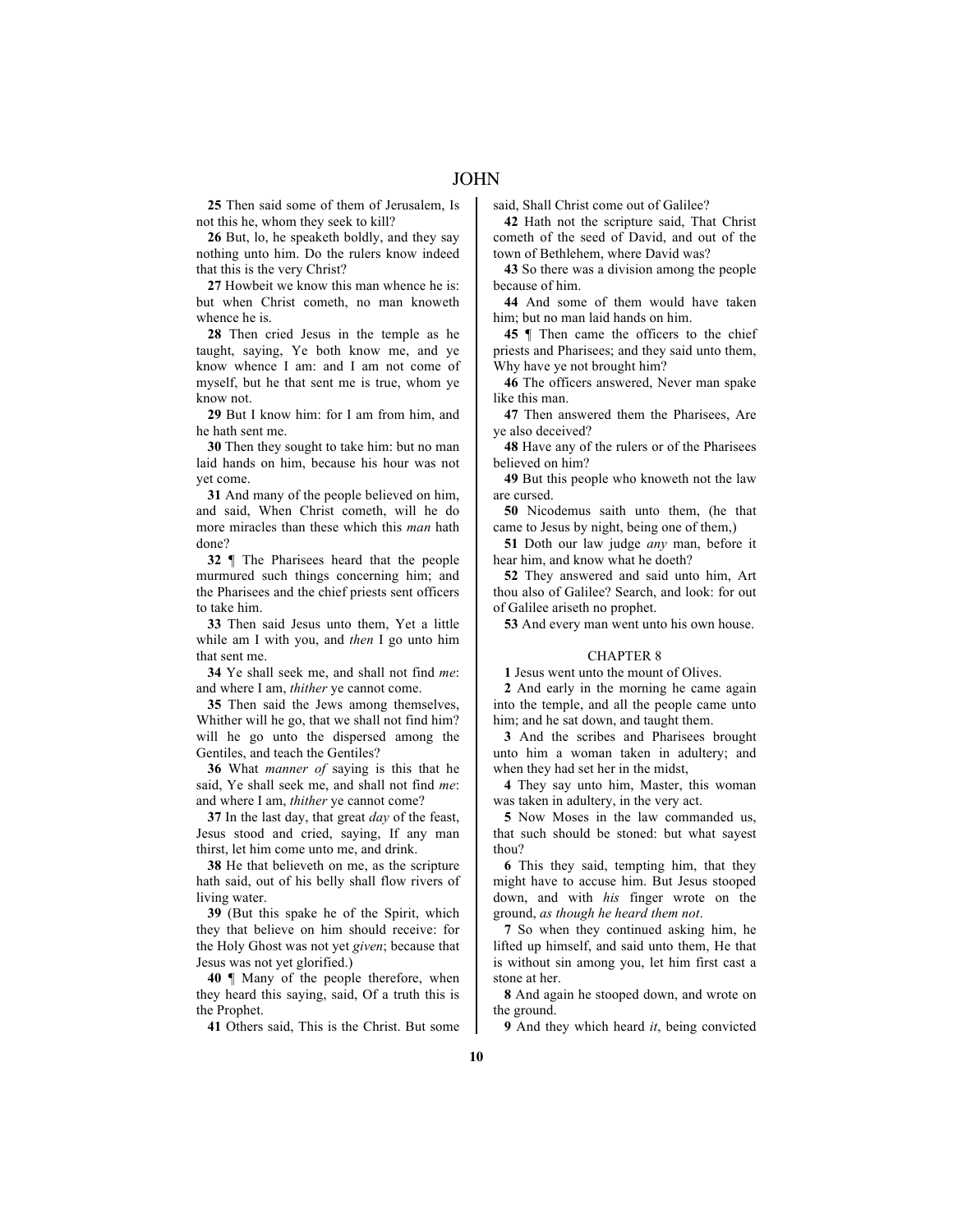**25** Then said some of them of Jerusalem, Is not this he, whom they seek to kill?

**26** But, lo, he speaketh boldly, and they say nothing unto him. Do the rulers know indeed that this is the very Christ?

**27** Howbeit we know this man whence he is: but when Christ cometh, no man knoweth whence he is.

**28** Then cried Jesus in the temple as he taught, saying, Ye both know me, and ye know whence I am: and I am not come of myself, but he that sent me is true, whom ye know not.

**29** But I know him: for I am from him, and he hath sent me.

**30** Then they sought to take him: but no man laid hands on him, because his hour was not yet come.

**31** And many of the people believed on him, and said, When Christ cometh, will he do more miracles than these which this *man* hath done?

**32** ¶ The Pharisees heard that the people murmured such things concerning him; and the Pharisees and the chief priests sent officers to take him.

**33** Then said Jesus unto them, Yet a little while am I with you, and *then* I go unto him that sent me.

**34** Ye shall seek me, and shall not find *me*: and where I am, *thither* ye cannot come.

**35** Then said the Jews among themselves, Whither will he go, that we shall not find him? will he go unto the dispersed among the Gentiles, and teach the Gentiles?

**36** What *manner of* saying is this that he said, Ye shall seek me, and shall not find *me*: and where I am, *thither* ye cannot come?

**37** In the last day, that great *day* of the feast, Jesus stood and cried, saying, If any man thirst, let him come unto me, and drink.

**38** He that believeth on me, as the scripture hath said, out of his belly shall flow rivers of living water.

**39** (But this spake he of the Spirit, which they that believe on him should receive: for the Holy Ghost was not yet *given*; because that Jesus was not yet glorified.)

**40** ¶ Many of the people therefore, when they heard this saying, said, Of a truth this is the Prophet.

**41** Others said, This is the Christ. But some said, Shall Christ come out of Galilee?

**42** Hath not the scripture said, That Christ cometh of the seed of David, and out of the town of Bethlehem, where David was?

**43** So there was a division among the people because of him.

**44** And some of them would have taken him; but no man laid hands on him.

**45** ¶ Then came the officers to the chief priests and Pharisees; and they said unto them, Why have ye not brought him?

**46** The officers answered, Never man spake like this man.

**47** Then answered them the Pharisees, Are ye also deceived?

**48** Have any of the rulers or of the Pharisees believed on him?

**49** But this people who knoweth not the law are cursed.

**50** Nicodemus saith unto them, (he that came to Jesus by night, being one of them,)

**51** Doth our law judge *any* man, before it hear him, and know what he doeth?

**52** They answered and said unto him, Art thou also of Galilee? Search, and look: for out of Galilee ariseth no prophet.

**53** And every man went unto his own house.

## CHAPTER 8

**1** Jesus went unto the mount of Olives.

**2** And early in the morning he came again into the temple, and all the people came unto him; and he sat down, and taught them.

**3** And the scribes and Pharisees brought unto him a woman taken in adultery; and when they had set her in the midst,

**4** They say unto him, Master, this woman was taken in adultery, in the very act.

**5** Now Moses in the law commanded us, that such should be stoned: but what sayest thou?

**6** This they said, tempting him, that they might have to accuse him. But Jesus stooped down, and with *his* finger wrote on the ground, *as though he heard them not*.

**7** So when they continued asking him, he lifted up himself, and said unto them, He that is without sin among you, let him first cast a stone at her.

**8** And again he stooped down, and wrote on the ground.

**9** And they which heard *it*, being convicted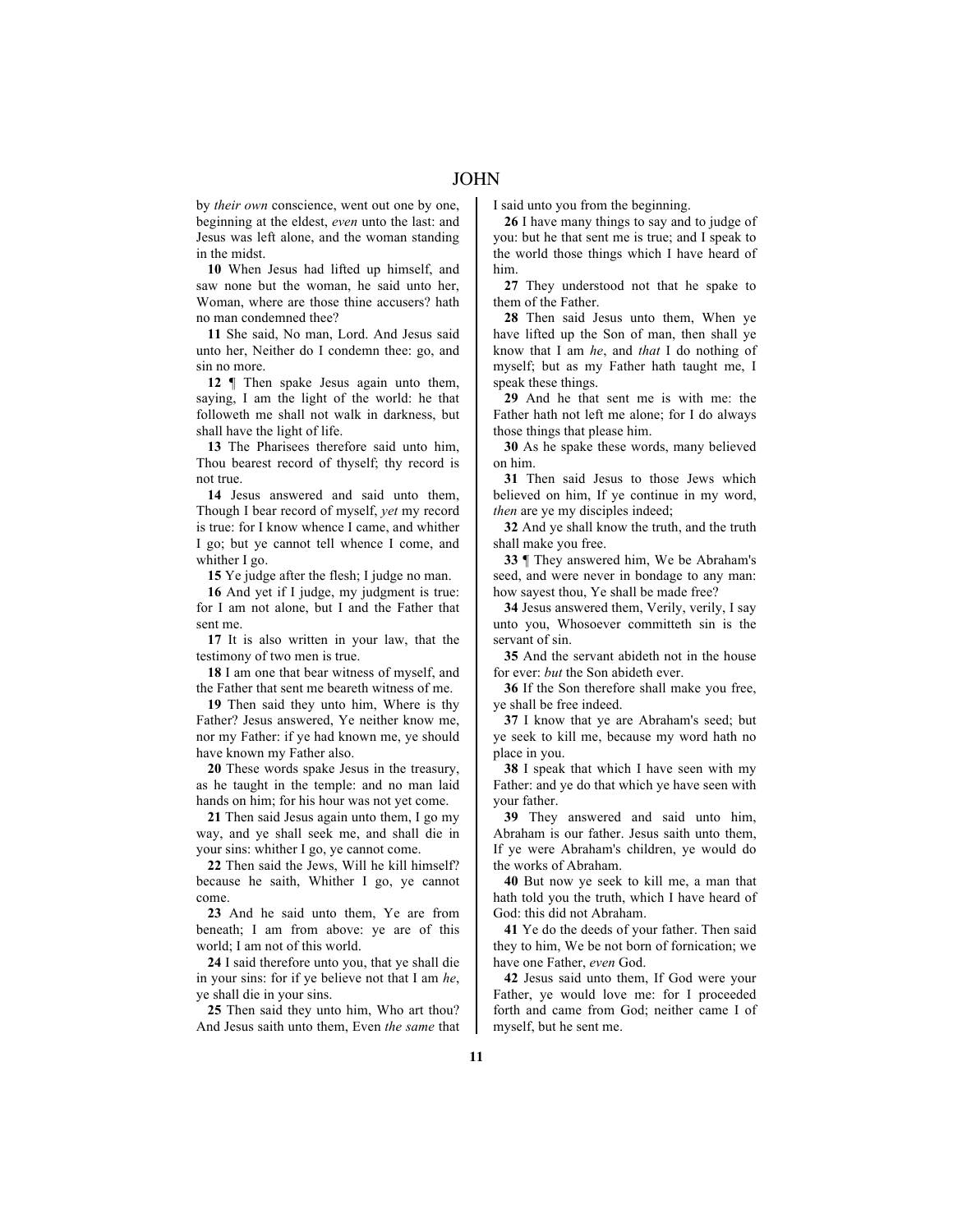by *their own* conscience, went out one by one, beginning at the eldest, *even* unto the last: and Jesus was left alone, and the woman standing in the midst.

**10** When Jesus had lifted up himself, and saw none but the woman, he said unto her, Woman, where are those thine accusers? hath no man condemned thee?

**11** She said, No man, Lord. And Jesus said unto her, Neither do I condemn thee: go, and sin no more.

**12** ¶ Then spake Jesus again unto them, saying, I am the light of the world: he that followeth me shall not walk in darkness, but shall have the light of life.

**13** The Pharisees therefore said unto him, Thou bearest record of thyself; thy record is not true.

**14** Jesus answered and said unto them, Though I bear record of myself, *yet* my record is true: for I know whence I came, and whither I go; but ye cannot tell whence I come, and whither I go.

**15** Ye judge after the flesh; I judge no man.

**16** And yet if I judge, my judgment is true: for I am not alone, but I and the Father that sent me.

**17** It is also written in your law, that the testimony of two men is true.

**18** I am one that bear witness of myself, and the Father that sent me beareth witness of me.

**19** Then said they unto him, Where is thy Father? Jesus answered, Ye neither know me, nor my Father: if ye had known me, ye should have known my Father also.

**20** These words spake Jesus in the treasury, as he taught in the temple: and no man laid hands on him; for his hour was not yet come.

**21** Then said Jesus again unto them, I go my way, and ye shall seek me, and shall die in your sins: whither I go, ye cannot come.

**22** Then said the Jews, Will he kill himself? because he saith, Whither I go, ye cannot come.

**23** And he said unto them, Ye are from beneath; I am from above: ye are of this world; I am not of this world.

**24** I said therefore unto you, that ye shall die in your sins: for if ye believe not that I am *he*, ye shall die in your sins.

**25** Then said they unto him, Who art thou? And Jesus saith unto them, Even *the same* that I said unto you from the beginning.

**26** I have many things to say and to judge of you: but he that sent me is true; and I speak to the world those things which I have heard of him.

**27** They understood not that he spake to them of the Father.

**28** Then said Jesus unto them, When ye have lifted up the Son of man, then shall ye know that I am *he*, and *that* I do nothing of myself; but as my Father hath taught me, I speak these things.

**29** And he that sent me is with me: the Father hath not left me alone; for I do always those things that please him.

**30** As he spake these words, many believed on him.

**31** Then said Jesus to those Jews which believed on him, If ye continue in my word, *then* are ye my disciples indeed;

**32** And ye shall know the truth, and the truth shall make you free.

**33** ¶ They answered him, We be Abraham's seed, and were never in bondage to any man: how sayest thou, Ye shall be made free?

**34** Jesus answered them, Verily, verily, I say unto you, Whosoever committeth sin is the servant of sin.

**35** And the servant abideth not in the house for ever: *but* the Son abideth ever.

**36** If the Son therefore shall make you free, ye shall be free indeed.

**37** I know that ye are Abraham's seed; but ye seek to kill me, because my word hath no place in you.

**38** I speak that which I have seen with my Father: and ye do that which ye have seen with your father.

**39** They answered and said unto him, Abraham is our father. Jesus saith unto them, If ye were Abraham's children, ye would do the works of Abraham.

**40** But now ye seek to kill me, a man that hath told you the truth, which I have heard of God: this did not Abraham.

**41** Ye do the deeds of your father. Then said they to him, We be not born of fornication; we have one Father, *even* God.

**42** Jesus said unto them, If God were your Father, ye would love me: for I proceeded forth and came from God; neither came I of myself, but he sent me.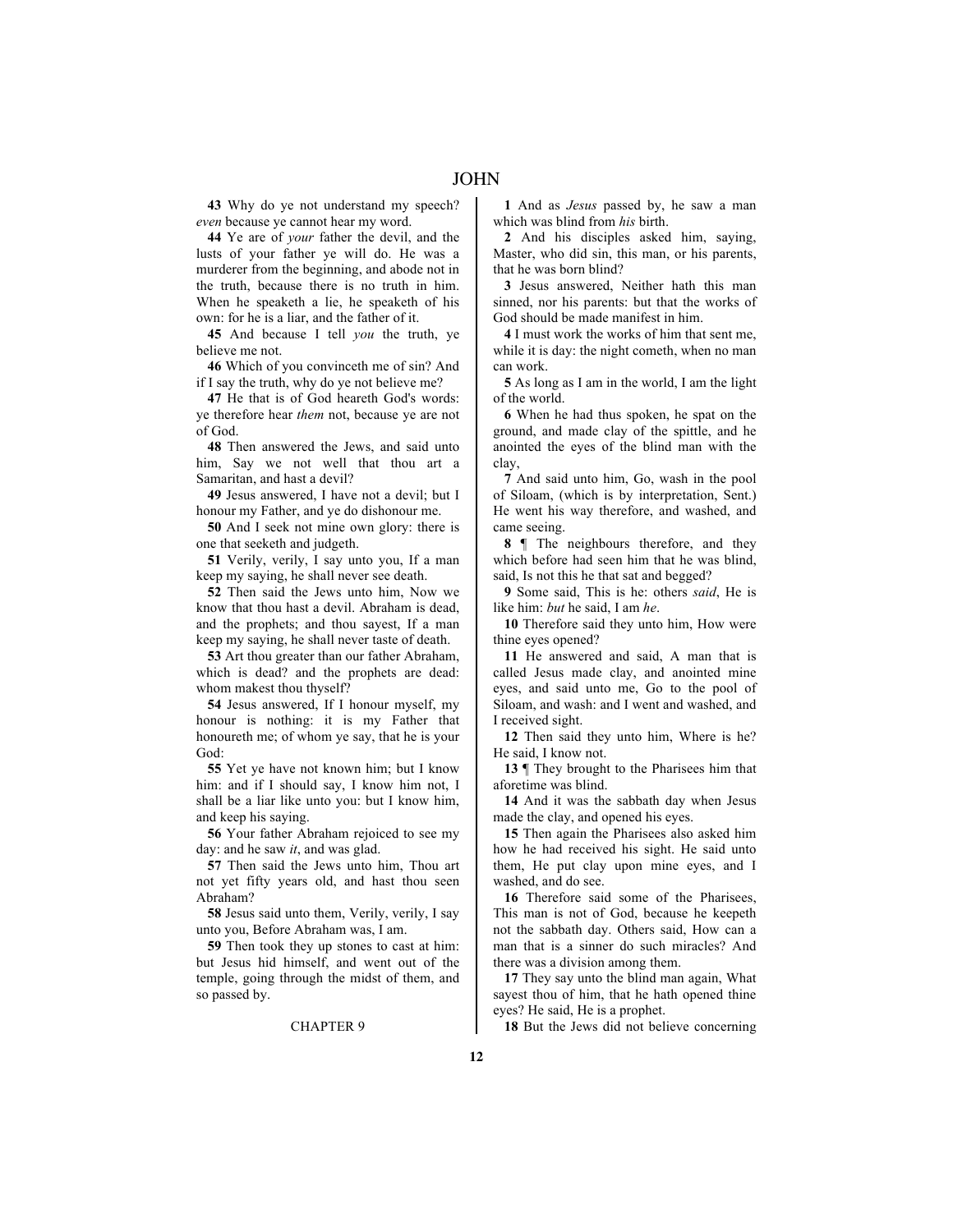**43** Why do ye not understand my speech? *even* because ye cannot hear my word.

**44** Ye are of *your* father the devil, and the lusts of your father ye will do. He was a murderer from the beginning, and abode not in the truth, because there is no truth in him. When he speaketh a lie, he speaketh of his own: for he is a liar, and the father of it.

**45** And because I tell *you* the truth, ye believe me not.

**46** Which of you convinceth me of sin? And if I say the truth, why do ye not believe me?

**47** He that is of God heareth God's words: ye therefore hear *them* not, because ye are not of God.

**48** Then answered the Jews, and said unto him, Say we not well that thou art a Samaritan, and hast a devil?

**49** Jesus answered, I have not a devil; but I honour my Father, and ye do dishonour me.

**50** And I seek not mine own glory: there is one that seeketh and judgeth.

**51** Verily, verily, I say unto you, If a man keep my saying, he shall never see death.

**52** Then said the Jews unto him, Now we know that thou hast a devil. Abraham is dead, and the prophets; and thou sayest, If a man keep my saying, he shall never taste of death.

**53** Art thou greater than our father Abraham, which is dead? and the prophets are dead: whom makest thou thyself?

**54** Jesus answered, If I honour myself, my honour is nothing: it is my Father that honoureth me; of whom ye say, that he is your God:

**55** Yet ye have not known him; but I know him: and if I should say, I know him not, I shall be a liar like unto you: but I know him, and keep his saying.

**56** Your father Abraham rejoiced to see my day: and he saw *it*, and was glad.

**57** Then said the Jews unto him, Thou art not yet fifty years old, and hast thou seen Abraham?

**58** Jesus said unto them, Verily, verily, I say unto you, Before Abraham was, I am.

**59** Then took they up stones to cast at him: but Jesus hid himself, and went out of the temple, going through the midst of them, and so passed by.

## CHAPTER 9

**1** And as *Jesus* passed by, he saw a man which was blind from *his* birth.

**2** And his disciples asked him, saying, Master, who did sin, this man, or his parents, that he was born blind?

**3** Jesus answered, Neither hath this man sinned, nor his parents: but that the works of God should be made manifest in him.

**4** I must work the works of him that sent me, while it is day: the night cometh, when no man can work.

**5** As long as I am in the world, I am the light of the world.

**6** When he had thus spoken, he spat on the ground, and made clay of the spittle, and he anointed the eyes of the blind man with the clay,

**7** And said unto him, Go, wash in the pool of Siloam, (which is by interpretation, Sent.) He went his way therefore, and washed, and came seeing.

**8** ¶ The neighbours therefore, and they which before had seen him that he was blind, said, Is not this he that sat and begged?

**9** Some said, This is he: others *said*, He is like him: *but* he said, I am *he*.

**10** Therefore said they unto him, How were thine eyes opened?

**11** He answered and said, A man that is called Jesus made clay, and anointed mine eyes, and said unto me, Go to the pool of Siloam, and wash: and I went and washed, and I received sight.

**12** Then said they unto him, Where is he? He said, I know not.

**13** ¶ They brought to the Pharisees him that aforetime was blind.

**14** And it was the sabbath day when Jesus made the clay, and opened his eyes.

**15** Then again the Pharisees also asked him how he had received his sight. He said unto them, He put clay upon mine eyes, and I washed, and do see.

**16** Therefore said some of the Pharisees, This man is not of God, because he keepeth not the sabbath day. Others said, How can a man that is a sinner do such miracles? And there was a division among them.

**17** They say unto the blind man again, What sayest thou of him, that he hath opened thine eyes? He said, He is a prophet.

**18** But the Jews did not believe concerning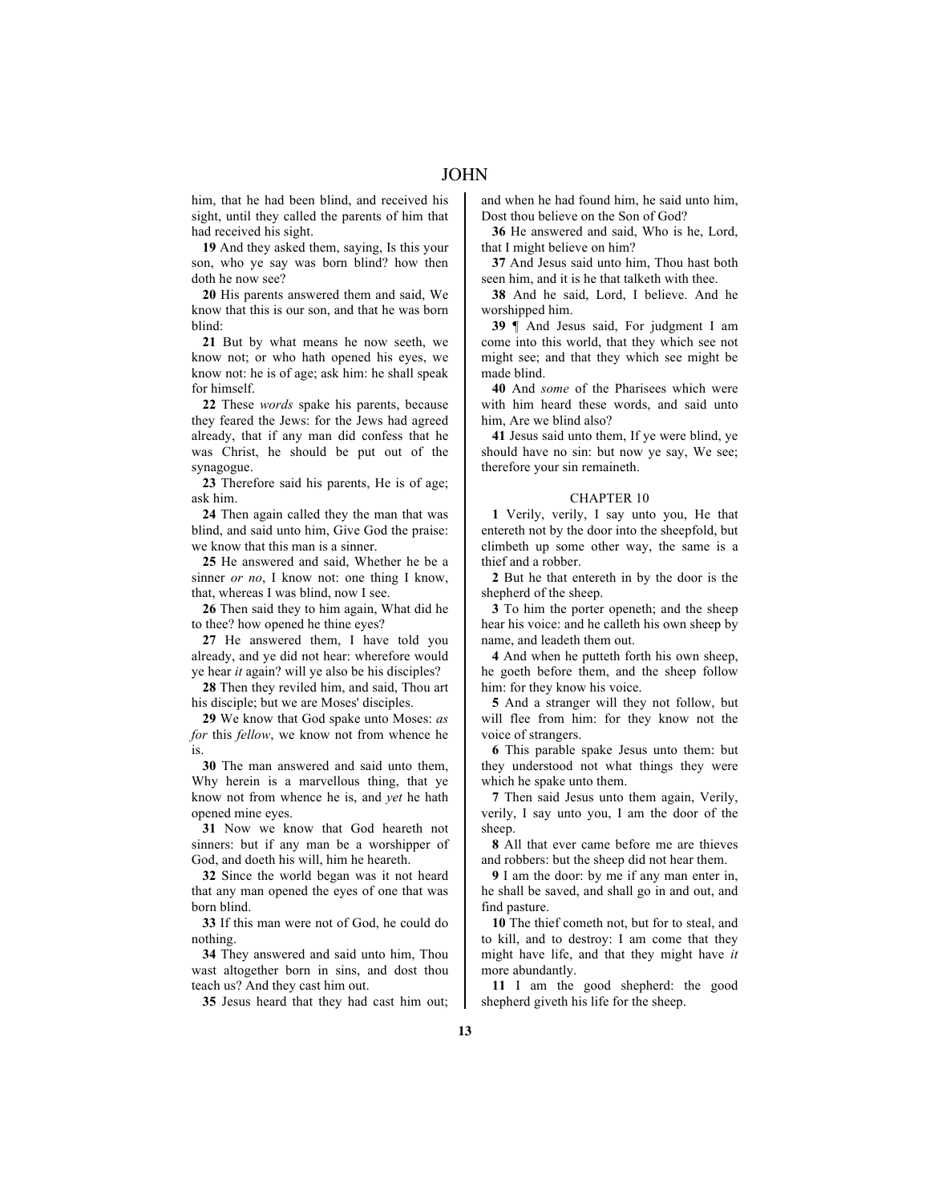him, that he had been blind, and received his sight, until they called the parents of him that had received his sight.

**19** And they asked them, saying, Is this your son, who ye say was born blind? how then doth he now see?

**20** His parents answered them and said, We know that this is our son, and that he was born blind:

**21** But by what means he now seeth, we know not; or who hath opened his eyes, we know not: he is of age; ask him: he shall speak for himself.

**22** These *words* spake his parents, because they feared the Jews: for the Jews had agreed already, that if any man did confess that he was Christ, he should be put out of the synagogue.

**23** Therefore said his parents, He is of age; ask him.

**24** Then again called they the man that was blind, and said unto him, Give God the praise: we know that this man is a sinner.

**25** He answered and said, Whether he be a sinner *or no*, I know not: one thing I know, that, whereas I was blind, now I see.

**26** Then said they to him again, What did he to thee? how opened he thine eyes?

**27** He answered them, I have told you already, and ye did not hear: wherefore would ye hear *it* again? will ye also be his disciples?

**28** Then they reviled him, and said, Thou art his disciple; but we are Moses' disciples.

**29** We know that God spake unto Moses: *as for* this *fellow*, we know not from whence he is.

**30** The man answered and said unto them, Why herein is a marvellous thing, that ye know not from whence he is, and *yet* he hath opened mine eyes.

**31** Now we know that God heareth not sinners: but if any man be a worshipper of God, and doeth his will, him he heareth.

**32** Since the world began was it not heard that any man opened the eyes of one that was born blind.

**33** If this man were not of God, he could do nothing.

**34** They answered and said unto him, Thou wast altogether born in sins, and dost thou teach us? And they cast him out.

**35** Jesus heard that they had cast him out; and when he had found him, he said unto him, Dost thou believe on the Son of God?

**36** He answered and said, Who is he, Lord, that I might believe on him?

**37** And Jesus said unto him, Thou hast both seen him, and it is he that talketh with thee.

**38** And he said, Lord, I believe. And he worshipped him.

**39** ¶ And Jesus said, For judgment I am come into this world, that they which see not might see; and that they which see might be made blind.

**40** And *some* of the Pharisees which were with him heard these words, and said unto him, Are we blind also?

**41** Jesus said unto them, If ye were blind, ye should have no sin: but now ye say, We see; therefore your sin remaineth.

## CHAPTER 10

**1** Verily, verily, I say unto you, He that entereth not by the door into the sheepfold, but climbeth up some other way, the same is a thief and a robber.

**2** But he that entereth in by the door is the shepherd of the sheep.

**3** To him the porter openeth; and the sheep hear his voice: and he calleth his own sheep by name, and leadeth them out.

**4** And when he putteth forth his own sheep, he goeth before them, and the sheep follow him: for they know his voice.

**5** And a stranger will they not follow, but will flee from him: for they know not the voice of strangers.

**6** This parable spake Jesus unto them: but they understood not what things they were which he spake unto them.

**7** Then said Jesus unto them again, Verily, verily, I say unto you, I am the door of the sheep.

**8** All that ever came before me are thieves and robbers: but the sheep did not hear them.

**9** I am the door: by me if any man enter in, he shall be saved, and shall go in and out, and find pasture.

**10** The thief cometh not, but for to steal, and to kill, and to destroy: I am come that they might have life, and that they might have *it* more abundantly.

**11** I am the good shepherd: the good shepherd giveth his life for the sheep.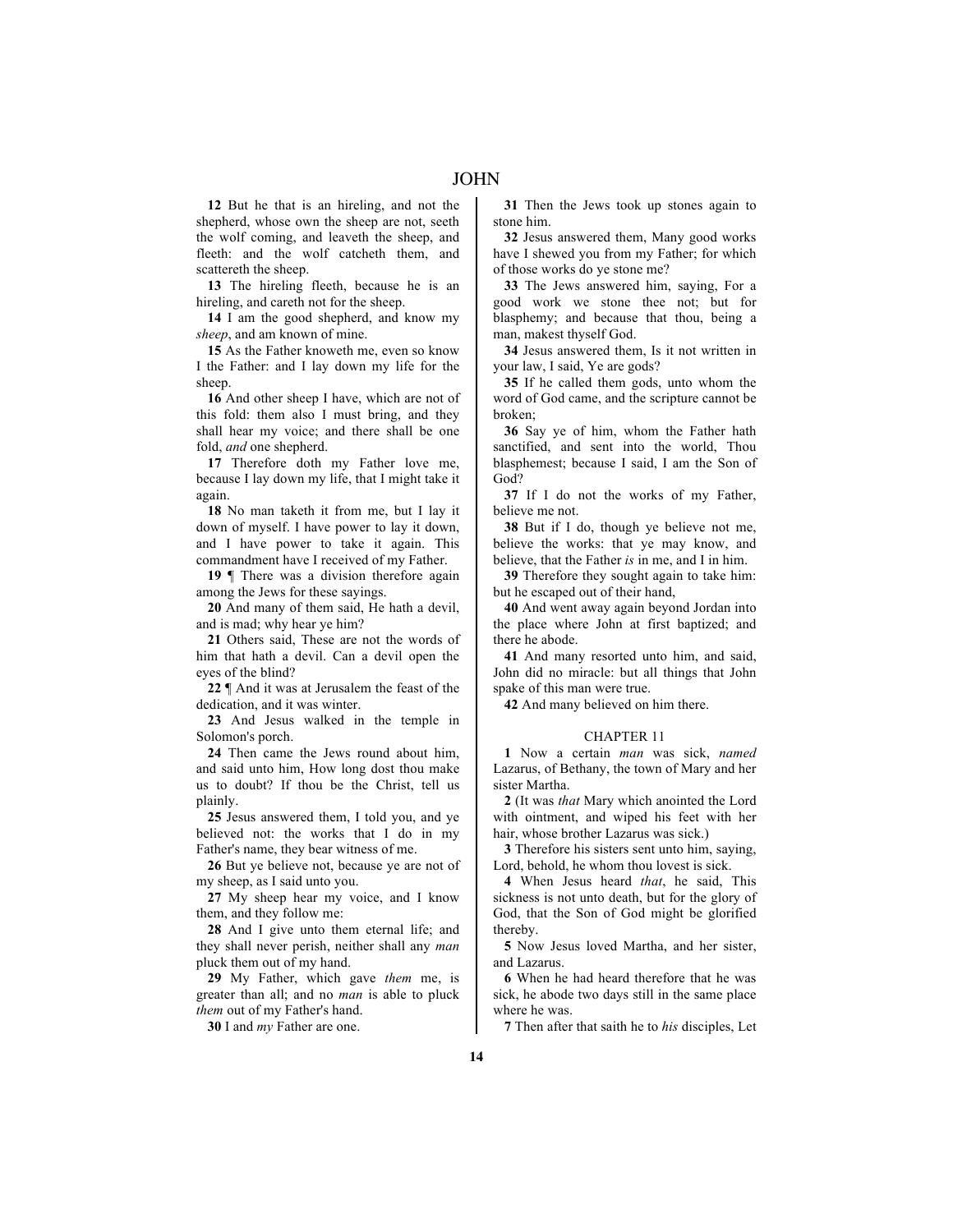**12** But he that is an hireling, and not the shepherd, whose own the sheep are not, seeth the wolf coming, and leaveth the sheep, and fleeth: and the wolf catcheth them, and scattereth the sheep.

**13** The hireling fleeth, because he is an hireling, and careth not for the sheep.

**14** I am the good shepherd, and know my *sheep*, and am known of mine.

**15** As the Father knoweth me, even so know I the Father: and I lay down my life for the sheep.

**16** And other sheep I have, which are not of this fold: them also I must bring, and they shall hear my voice; and there shall be one fold, *and* one shepherd.

**17** Therefore doth my Father love me, because I lay down my life, that I might take it again.

**18** No man taketh it from me, but I lay it down of myself. I have power to lay it down, and I have power to take it again. This commandment have I received of my Father.

**19** ¶ There was a division therefore again among the Jews for these sayings.

**20** And many of them said, He hath a devil, and is mad; why hear ye him?

**21** Others said, These are not the words of him that hath a devil. Can a devil open the eyes of the blind?

**22** ¶ And it was at Jerusalem the feast of the dedication, and it was winter.

**23** And Jesus walked in the temple in Solomon's porch.

**24** Then came the Jews round about him, and said unto him, How long dost thou make us to doubt? If thou be the Christ, tell us plainly.

**25** Jesus answered them, I told you, and ye believed not: the works that I do in my Father's name, they bear witness of me.

**26** But ye believe not, because ye are not of my sheep, as I said unto you.

**27** My sheep hear my voice, and I know them, and they follow me:

**28** And I give unto them eternal life; and they shall never perish, neither shall any *man* pluck them out of my hand.

**29** My Father, which gave *them* me, is greater than all; and no *man* is able to pluck *them* out of my Father's hand.

**30** I and *my* Father are one.

**31** Then the Jews took up stones again to stone him.

**32** Jesus answered them, Many good works have I shewed you from my Father; for which of those works do ye stone me?

**33** The Jews answered him, saying, For a good work we stone thee not; but for blasphemy; and because that thou, being a man, makest thyself God.

**34** Jesus answered them, Is it not written in your law, I said, Ye are gods?

**35** If he called them gods, unto whom the word of God came, and the scripture cannot be broken;

**36** Say ye of him, whom the Father hath sanctified, and sent into the world, Thou blasphemest; because I said, I am the Son of God?

**37** If I do not the works of my Father, believe me not.

**38** But if I do, though ye believe not me, believe the works: that ye may know, and believe, that the Father *is* in me, and I in him.

**39** Therefore they sought again to take him: but he escaped out of their hand,

**40** And went away again beyond Jordan into the place where John at first baptized; and there he abode.

**41** And many resorted unto him, and said, John did no miracle: but all things that John spake of this man were true.

**42** And many believed on him there.

## CHAPTER 11

**1** Now a certain *man* was sick, *named* Lazarus, of Bethany, the town of Mary and her sister Martha.

**2** (It was *that* Mary which anointed the Lord with ointment, and wiped his feet with her hair, whose brother Lazarus was sick.)

**3** Therefore his sisters sent unto him, saying, Lord, behold, he whom thou lovest is sick.

**4** When Jesus heard *that*, he said, This sickness is not unto death, but for the glory of God, that the Son of God might be glorified thereby.

**5** Now Jesus loved Martha, and her sister, and Lazarus.

**6** When he had heard therefore that he was sick, he abode two days still in the same place where he was.

**7** Then after that saith he to *his* disciples, Let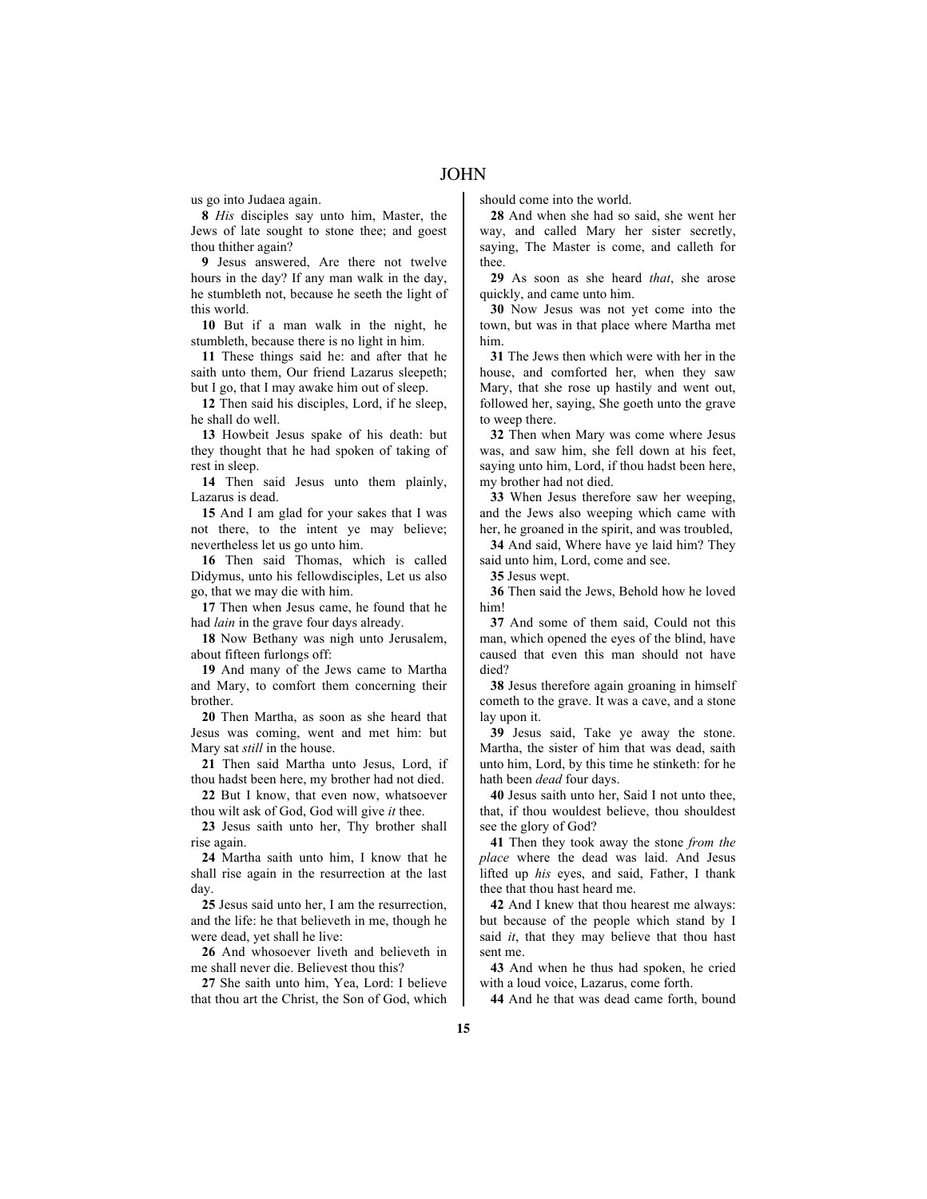us go into Judaea again.

**8** *His* disciples say unto him, Master, the Jews of late sought to stone thee; and goest thou thither again?

**9** Jesus answered, Are there not twelve hours in the day? If any man walk in the day, he stumbleth not, because he seeth the light of this world.

**10** But if a man walk in the night, he stumbleth, because there is no light in him.

**11** These things said he: and after that he saith unto them, Our friend Lazarus sleepeth; but I go, that I may awake him out of sleep.

**12** Then said his disciples, Lord, if he sleep, he shall do well.

**13** Howbeit Jesus spake of his death: but they thought that he had spoken of taking of rest in sleep.

**14** Then said Jesus unto them plainly, Lazarus is dead.

**15** And I am glad for your sakes that I was not there, to the intent ye may believe; nevertheless let us go unto him.

**16** Then said Thomas, which is called Didymus, unto his fellowdisciples, Let us also go, that we may die with him.

**17** Then when Jesus came, he found that he had *lain* in the grave four days already.

**18** Now Bethany was nigh unto Jerusalem, about fifteen furlongs off:

**19** And many of the Jews came to Martha and Mary, to comfort them concerning their brother.

**20** Then Martha, as soon as she heard that Jesus was coming, went and met him: but Mary sat *still* in the house.

**21** Then said Martha unto Jesus, Lord, if thou hadst been here, my brother had not died.

**22** But I know, that even now, whatsoever thou wilt ask of God, God will give *it* thee.

**23** Jesus saith unto her, Thy brother shall rise again.

**24** Martha saith unto him, I know that he shall rise again in the resurrection at the last day.

**25** Jesus said unto her, I am the resurrection, and the life: he that believeth in me, though he were dead, yet shall he live:

**26** And whosoever liveth and believeth in me shall never die. Believest thou this?

**27** She saith unto him, Yea, Lord: I believe that thou art the Christ, the Son of God, which should come into the world.

**28** And when she had so said, she went her way, and called Mary her sister secretly, saying, The Master is come, and calleth for thee.

**29** As soon as she heard *that*, she arose quickly, and came unto him.

**30** Now Jesus was not yet come into the town, but was in that place where Martha met him.

**31** The Jews then which were with her in the house, and comforted her, when they saw Mary, that she rose up hastily and went out, followed her, saying, She goeth unto the grave to weep there.

**32** Then when Mary was come where Jesus was, and saw him, she fell down at his feet, saying unto him, Lord, if thou hadst been here, my brother had not died.

**33** When Jesus therefore saw her weeping, and the Jews also weeping which came with her, he groaned in the spirit, and was troubled,

**34** And said, Where have ye laid him? They said unto him, Lord, come and see.

**35** Jesus wept.

**36** Then said the Jews, Behold how he loved him!

**37** And some of them said, Could not this man, which opened the eyes of the blind, have caused that even this man should not have died?

**38** Jesus therefore again groaning in himself cometh to the grave. It was a cave, and a stone lay upon it.

**39** Jesus said, Take ye away the stone. Martha, the sister of him that was dead, saith unto him, Lord, by this time he stinketh: for he hath been *dead* four days.

**40** Jesus saith unto her, Said I not unto thee, that, if thou wouldest believe, thou shouldest see the glory of God?

**41** Then they took away the stone *from the place* where the dead was laid. And Jesus lifted up *his* eyes, and said, Father, I thank thee that thou hast heard me.

**42** And I knew that thou hearest me always: but because of the people which stand by I said *it*, that they may believe that thou hast sent me.

**43** And when he thus had spoken, he cried with a loud voice, Lazarus, come forth.

**44** And he that was dead came forth, bound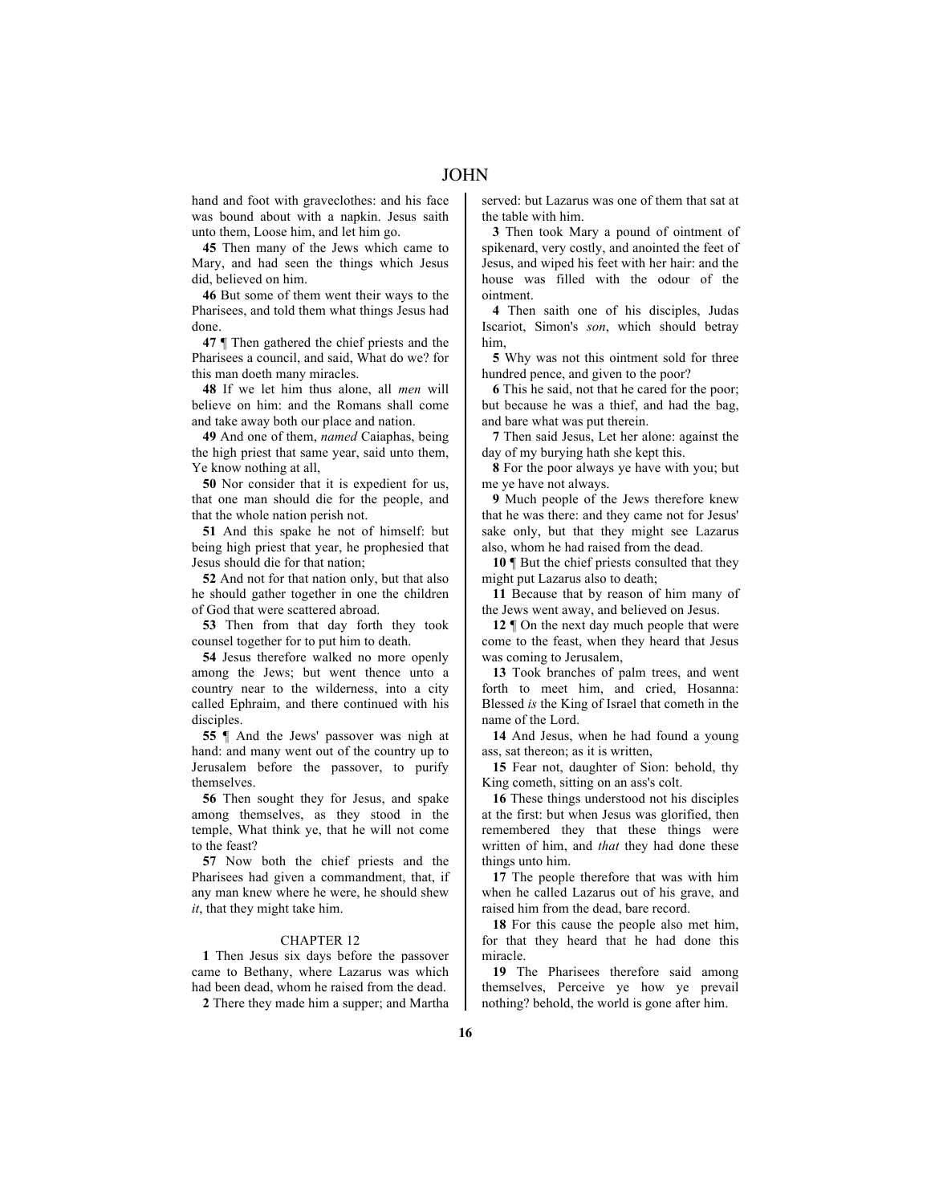hand and foot with graveclothes: and his face was bound about with a napkin. Jesus saith unto them, Loose him, and let him go.

**45** Then many of the Jews which came to Mary, and had seen the things which Jesus did, believed on him.

**46** But some of them went their ways to the Pharisees, and told them what things Jesus had done.

**47** ¶ Then gathered the chief priests and the Pharisees a council, and said, What do we? for this man doeth many miracles.

**48** If we let him thus alone, all *men* will believe on him: and the Romans shall come and take away both our place and nation.

**49** And one of them, *named* Caiaphas, being the high priest that same year, said unto them, Ye know nothing at all,

**50** Nor consider that it is expedient for us, that one man should die for the people, and that the whole nation perish not.

**51** And this spake he not of himself: but being high priest that year, he prophesied that Jesus should die for that nation;

**52** And not for that nation only, but that also he should gather together in one the children of God that were scattered abroad.

**53** Then from that day forth they took counsel together for to put him to death.

**54** Jesus therefore walked no more openly among the Jews; but went thence unto a country near to the wilderness, into a city called Ephraim, and there continued with his disciples.

**55** ¶ And the Jews' passover was nigh at hand: and many went out of the country up to Jerusalem before the passover, to purify themselves.

**56** Then sought they for Jesus, and spake among themselves, as they stood in the temple, What think ye, that he will not come to the feast?

**57** Now both the chief priests and the Pharisees had given a commandment, that, if any man knew where he were, he should shew *it*, that they might take him.

## CHAPTER 12

**1** Then Jesus six days before the passover came to Bethany, where Lazarus was which had been dead, whom he raised from the dead.

**2** There they made him a supper; and Martha served: but Lazarus was one of them that sat at the table with him.

**3** Then took Mary a pound of ointment of spikenard, very costly, and anointed the feet of Jesus, and wiped his feet with her hair: and the house was filled with the odour of the ointment.

**4** Then saith one of his disciples, Judas Iscariot, Simon's *son*, which should betray him,

**5** Why was not this ointment sold for three hundred pence, and given to the poor?

**6** This he said, not that he cared for the poor; but because he was a thief, and had the bag, and bare what was put therein.

**7** Then said Jesus, Let her alone: against the day of my burying hath she kept this.

**8** For the poor always ye have with you; but me ye have not always.

**9** Much people of the Jews therefore knew that he was there: and they came not for Jesus' sake only, but that they might see Lazarus also, whom he had raised from the dead.

**10** ¶ But the chief priests consulted that they might put Lazarus also to death;

**11** Because that by reason of him many of the Jews went away, and believed on Jesus.

**12** ¶ On the next day much people that were come to the feast, when they heard that Jesus was coming to Jerusalem,

**13** Took branches of palm trees, and went forth to meet him, and cried, Hosanna: Blessed *is* the King of Israel that cometh in the name of the Lord.

**14** And Jesus, when he had found a young ass, sat thereon; as it is written,

**15** Fear not, daughter of Sion: behold, thy King cometh, sitting on an ass's colt.

**16** These things understood not his disciples at the first: but when Jesus was glorified, then remembered they that these things were written of him, and *that* they had done these things unto him.

**17** The people therefore that was with him when he called Lazarus out of his grave, and raised him from the dead, bare record.

**18** For this cause the people also met him, for that they heard that he had done this miracle.

**19** The Pharisees therefore said among themselves, Perceive ye how ye prevail nothing? behold, the world is gone after him.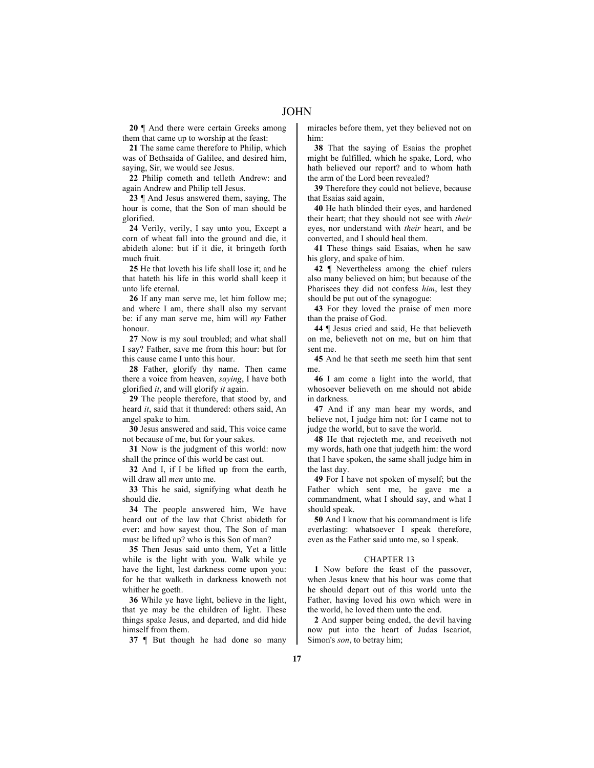**20** ¶ And there were certain Greeks among them that came up to worship at the feast:

**21** The same came therefore to Philip, which was of Bethsaida of Galilee, and desired him, saying, Sir, we would see Jesus.

**22** Philip cometh and telleth Andrew: and again Andrew and Philip tell Jesus.

**23** ¶ And Jesus answered them, saying, The hour is come, that the Son of man should be glorified.

**24** Verily, verily, I say unto you, Except a corn of wheat fall into the ground and die, it abideth alone: but if it die, it bringeth forth much fruit.

**25** He that loveth his life shall lose it; and he that hateth his life in this world shall keep it unto life eternal.

**26** If any man serve me, let him follow me; and where I am, there shall also my servant be: if any man serve me, him will *my* Father honour.

**27** Now is my soul troubled; and what shall I say? Father, save me from this hour: but for this cause came I unto this hour.

**28** Father, glorify thy name. Then came there a voice from heaven, *saying*, I have both glorified *it*, and will glorify *it* again.

**29** The people therefore, that stood by, and heard *it*, said that it thundered: others said, An angel spake to him.

**30** Jesus answered and said, This voice came not because of me, but for your sakes.

**31** Now is the judgment of this world: now shall the prince of this world be cast out.

**32** And I, if I be lifted up from the earth, will draw all *men* unto me.

**33** This he said, signifying what death he should die.

**34** The people answered him, We have heard out of the law that Christ abideth for ever: and how sayest thou, The Son of man must be lifted up? who is this Son of man?

**35** Then Jesus said unto them, Yet a little while is the light with you. Walk while ye have the light, lest darkness come upon you: for he that walketh in darkness knoweth not whither he goeth.

**36** While ye have light, believe in the light, that ye may be the children of light. These things spake Jesus, and departed, and did hide himself from them.

**37** ¶ But though he had done so many miracles before them, yet they believed not on him:

**38** That the saying of Esaias the prophet might be fulfilled, which he spake, Lord, who hath believed our report? and to whom hath the arm of the Lord been revealed?

**39** Therefore they could not believe, because that Esaias said again,

**40** He hath blinded their eyes, and hardened their heart; that they should not see with *their* eyes, nor understand with *their* heart, and be converted, and I should heal them.

**41** These things said Esaias, when he saw his glory, and spake of him.

**42** ¶ Nevertheless among the chief rulers also many believed on him; but because of the Pharisees they did not confess *him*, lest they should be put out of the synagogue:

**43** For they loved the praise of men more than the praise of God.

**44** ¶ Jesus cried and said, He that believeth on me, believeth not on me, but on him that sent me.

**45** And he that seeth me seeth him that sent me.

**46** I am come a light into the world, that whosoever believeth on me should not abide in darkness.

**47** And if any man hear my words, and believe not, I judge him not: for I came not to judge the world, but to save the world.

**48** He that rejecteth me, and receiveth not my words, hath one that judgeth him: the word that I have spoken, the same shall judge him in the last day.

**49** For I have not spoken of myself; but the Father which sent me, he gave me a commandment, what I should say, and what I should speak.

**50** And I know that his commandment is life everlasting: whatsoever I speak therefore, even as the Father said unto me, so I speak.

## CHAPTER 13

**1** Now before the feast of the passover, when Jesus knew that his hour was come that he should depart out of this world unto the Father, having loved his own which were in the world, he loved them unto the end.

**2** And supper being ended, the devil having now put into the heart of Judas Iscariot, Simon's *son*, to betray him;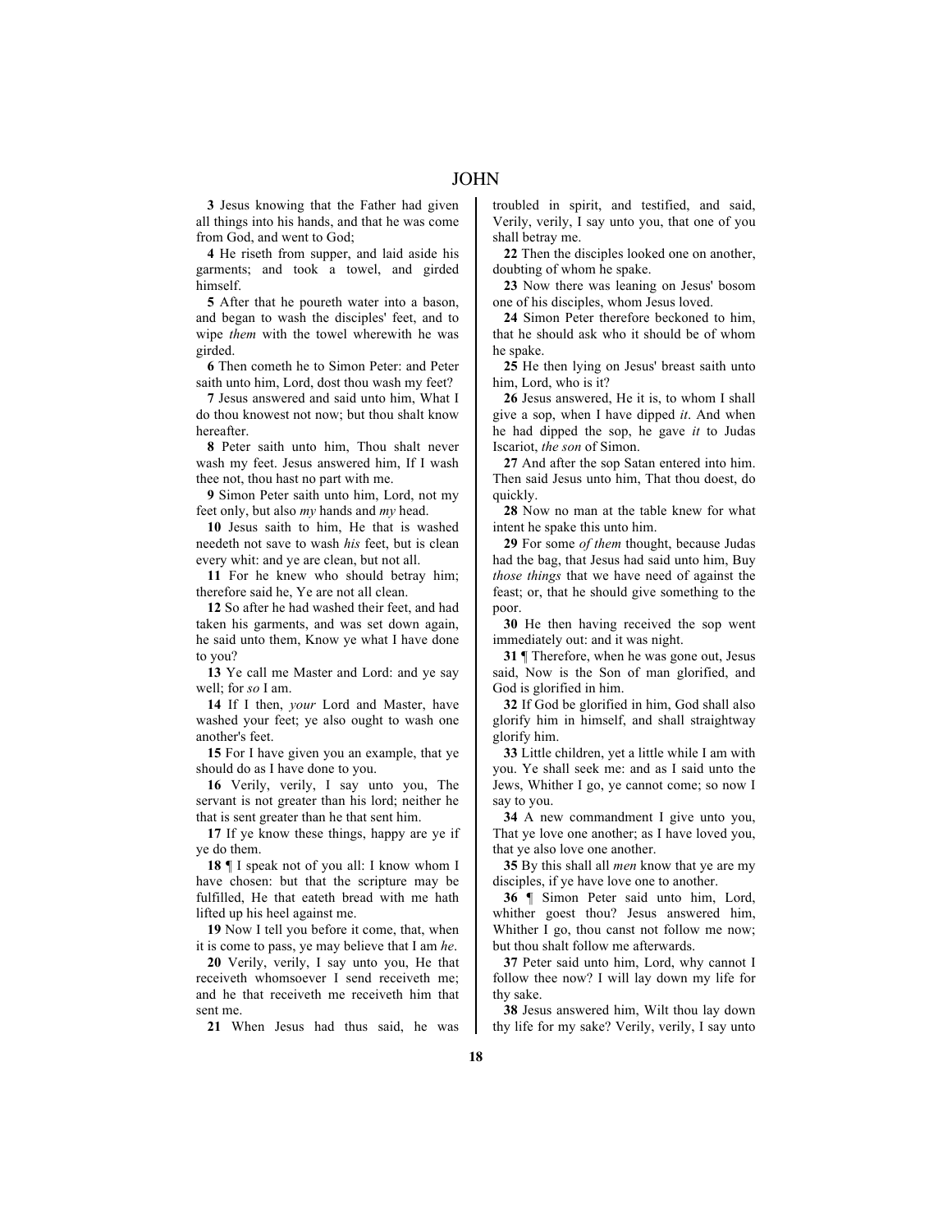**3** Jesus knowing that the Father had given all things into his hands, and that he was come from God, and went to God;

**4** He riseth from supper, and laid aside his garments; and took a towel, and girded himself.

**5** After that he poureth water into a bason, and began to wash the disciples' feet, and to wipe *them* with the towel wherewith he was girded.

**6** Then cometh he to Simon Peter: and Peter saith unto him, Lord, dost thou wash my feet?

**7** Jesus answered and said unto him, What I do thou knowest not now; but thou shalt know hereafter.

**8** Peter saith unto him, Thou shalt never wash my feet. Jesus answered him, If I wash thee not, thou hast no part with me.

**9** Simon Peter saith unto him, Lord, not my feet only, but also *my* hands and *my* head.

**10** Jesus saith to him, He that is washed needeth not save to wash *his* feet, but is clean every whit: and ye are clean, but not all.

**11** For he knew who should betray him; therefore said he, Ye are not all clean.

**12** So after he had washed their feet, and had taken his garments, and was set down again, he said unto them, Know ye what I have done to you?

**13** Ye call me Master and Lord: and ye say well; for *so* I am.

**14** If I then, *your* Lord and Master, have washed your feet; ye also ought to wash one another's feet.

**15** For I have given you an example, that ye should do as I have done to you.

**16** Verily, verily, I say unto you, The servant is not greater than his lord; neither he that is sent greater than he that sent him.

**17** If ye know these things, happy are ye if ye do them.

**18** ¶ I speak not of you all: I know whom I have chosen: but that the scripture may be fulfilled, He that eateth bread with me hath lifted up his heel against me.

**19** Now I tell you before it come, that, when it is come to pass, ye may believe that I am *he*.

**20** Verily, verily, I say unto you, He that receiveth whomsoever I send receiveth me; and he that receiveth me receiveth him that sent me.

**21** When Jesus had thus said, he was troubled in spirit, and testified, and said, Verily, verily, I say unto you, that one of you shall betray me.

**22** Then the disciples looked one on another, doubting of whom he spake.

**23** Now there was leaning on Jesus' bosom one of his disciples, whom Jesus loved.

**24** Simon Peter therefore beckoned to him, that he should ask who it should be of whom he spake.

**25** He then lying on Jesus' breast saith unto him, Lord, who is it?

**26** Jesus answered, He it is, to whom I shall give a sop, when I have dipped *it*. And when he had dipped the sop, he gave *it* to Judas Iscariot, *the son* of Simon.

**27** And after the sop Satan entered into him. Then said Jesus unto him, That thou doest, do quickly.

**28** Now no man at the table knew for what intent he spake this unto him.

**29** For some *of them* thought, because Judas had the bag, that Jesus had said unto him, Buy *those things* that we have need of against the feast; or, that he should give something to the poor.

**30** He then having received the sop went immediately out: and it was night.

**31** ¶ Therefore, when he was gone out, Jesus said, Now is the Son of man glorified, and God is glorified in him.

**32** If God be glorified in him, God shall also glorify him in himself, and shall straightway glorify him.

**33** Little children, yet a little while I am with you. Ye shall seek me: and as I said unto the Jews, Whither I go, ye cannot come; so now I say to you.

**34** A new commandment I give unto you, That ye love one another; as I have loved you, that ye also love one another.

**35** By this shall all *men* know that ye are my disciples, if ye have love one to another.

**36** ¶ Simon Peter said unto him, Lord, whither goest thou? Jesus answered him, Whither I go, thou canst not follow me now; but thou shalt follow me afterwards.

**37** Peter said unto him, Lord, why cannot I follow thee now? I will lay down my life for thy sake.

**38** Jesus answered him, Wilt thou lay down thy life for my sake? Verily, verily, I say unto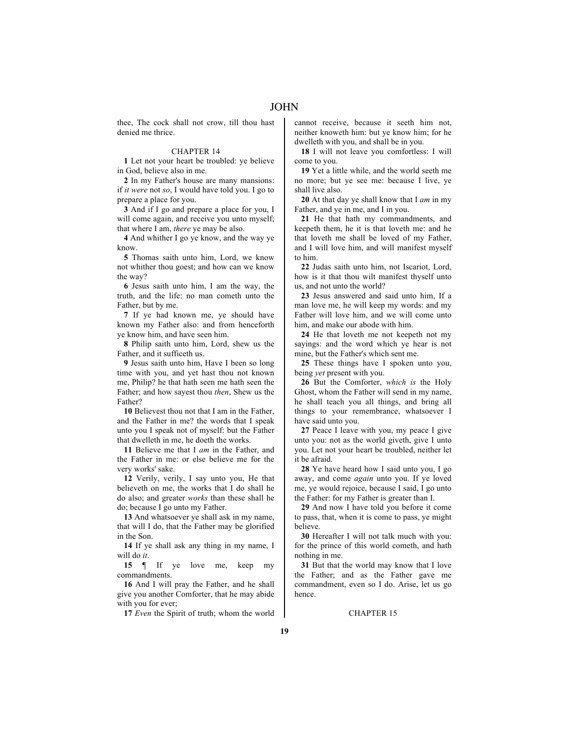thee, The cock shall not crow, till thou hast denied me thrice.

CHAPTER 14

**1** Let not your heart be troubled: ye believe in God, believe also in me.

**2** In my Father's house are many mansions: if *it were* not *so*, I would have told you. I go to prepare a place for you.

**3** And if I go and prepare a place for you, I will come again, and receive you unto myself; that where I am, *there* ye may be also.

**4** And whither I go ye know, and the way ye know.

**5** Thomas saith unto him, Lord, we know not whither thou goest; and how can we know the way?

**6** Jesus saith unto him, I am the way, the truth, and the life: no man cometh unto the Father, but by me.

**7** If ye had known me, ye should have known my Father also: and from henceforth ye know him, and have seen him.

**8** Philip saith unto him, Lord, shew us the Father, and it sufficeth us.

**9** Jesus saith unto him, Have I been so long time with you, and yet hast thou not known me, Philip? he that hath seen me hath seen the Father; and how sayest thou *then*, Shew us the Father?

**10** Believest thou not that I am in the Father, and the Father in me? the words that I speak unto you I speak not of myself: but the Father that dwelleth in me, he doeth the works.

**11** Believe me that I *am* in the Father, and the Father in me: or else believe me for the very works' sake.

**12** Verily, verily, I say unto you, He that believeth on me, the works that I do shall he do also; and greater *works* than these shall he do; because I go unto my Father.

**13** And whatsoever ye shall ask in my name, that will I do, that the Father may be glorified in the Son.

**14** If ye shall ask any thing in my name, I will do *it*.

**15** ¶ If ye love me, keep my commandments.

**16** And I will pray the Father, and he shall give you another Comforter, that he may abide with you for ever;

**17** *Even* the Spirit of truth; whom the world cannot receive, because it seeth him not, neither knoweth him: but ye know him; for he dwelleth with you, and shall be in you.

**18** I will not leave you comfortless: I will come to you.

**19** Yet a little while, and the world seeth me no more; but ye see me: because I live, ye shall live also.

**20** At that day ye shall know that I *am* in my Father, and ye in me, and I in you.

**21** He that hath my commandments, and keepeth them, he it is that loveth me: and he that loveth me shall be loved of my Father, and I will love him, and will manifest myself to him.

**22** Judas saith unto him, not Iscariot, Lord, how is it that thou wilt manifest thyself unto us, and not unto the world?

**23** Jesus answered and said unto him, If a man love me, he will keep my words: and my Father will love him, and we will come unto him, and make our abode with him.

**24** He that loveth me not keepeth not my sayings: and the word which ye hear is not mine, but the Father's which sent me.

**25** These things have I spoken unto you, being *yet* present with you.

**26** But the Comforter, *which is* the Holy Ghost, whom the Father will send in my name, he shall teach you all things, and bring all things to your remembrance, whatsoever I have said unto you.

**27** Peace I leave with you, my peace I give unto you: not as the world giveth, give I unto you. Let not your heart be troubled, neither let it be afraid.

**28** Ye have heard how I said unto you, I go away, and come *again* unto you. If ye loved me, ye would rejoice, because I said, I go unto the Father: for my Father is greater than I.

**29** And now I have told you before it come to pass, that, when it is come to pass, ye might believe.

**30** Hereafter I will not talk much with you: for the prince of this world cometh, and hath nothing in me.

**31** But that the world may know that I love the Father; and as the Father gave me commandment, even so I do. Arise, let us go hence.

CHAPTER 15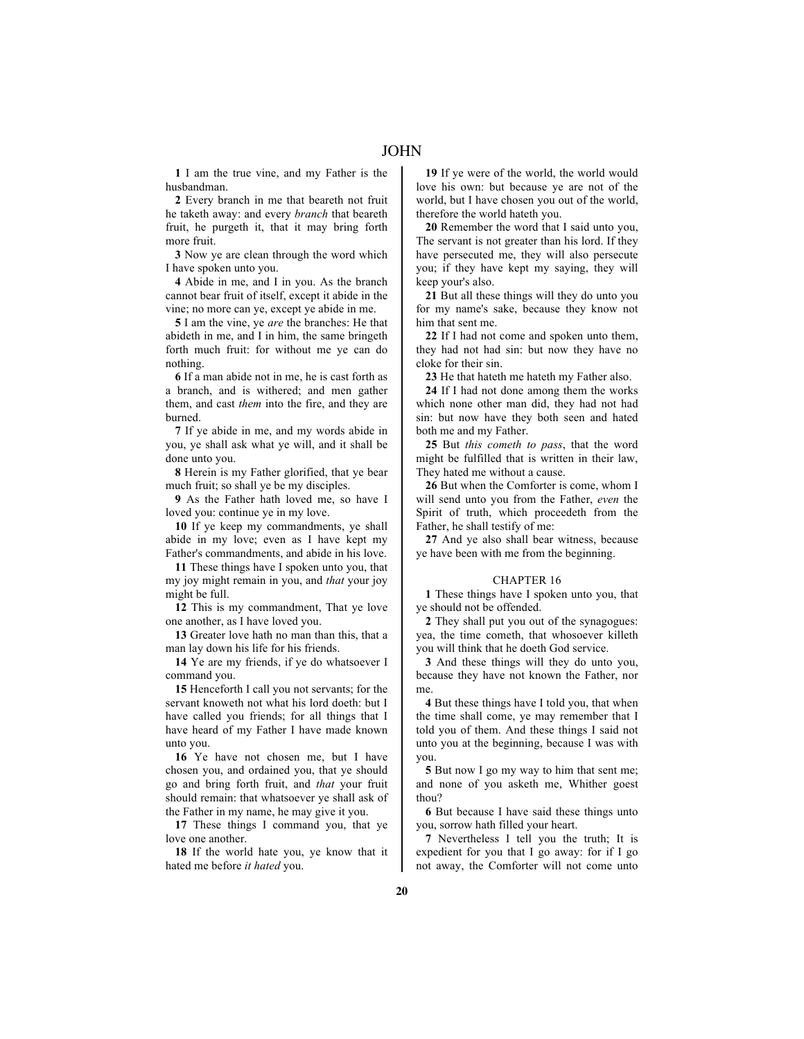# JOHN

**1** I am the true vine, and my Father is the husbandman.

**2** Every branch in me that beareth not fruit he taketh away: and every *branch* that beareth fruit, he purgeth it, that it may bring forth more fruit.

**3** Now ye are clean through the word which I have spoken unto you.

**4** Abide in me, and I in you. As the branch cannot bear fruit of itself, except it abide in the vine; no more can ye, except ye abide in me.

**5** I am the vine, ye *are* the branches: He that abideth in me, and I in him, the same bringeth forth much fruit: for without me ye can do nothing.

**6** If a man abide not in me, he is cast forth as a branch, and is withered; and men gather them, and cast *them* into the fire, and they are burned.

**7** If ye abide in me, and my words abide in you, ye shall ask what ye will, and it shall be done unto you.

**8** Herein is my Father glorified, that ye bear much fruit; so shall ye be my disciples.

**9** As the Father hath loved me, so have I loved you: continue ye in my love.

**10** If ye keep my commandments, ye shall abide in my love; even as I have kept my Father's commandments, and abide in his love.

**11** These things have I spoken unto you, that my joy might remain in you, and *that* your joy might be full.

**12** This is my commandment, That ye love one another, as I have loved you.

**13** Greater love hath no man than this, that a man lay down his life for his friends.

**14** Ye are my friends, if ye do whatsoever I command you.

**15** Henceforth I call you not servants; for the servant knoweth not what his lord doeth: but I have called you friends; for all things that I have heard of my Father I have made known unto you.

**16** Ye have not chosen me, but I have chosen you, and ordained you, that ye should go and bring forth fruit, and *that* your fruit should remain: that whatsoever ye shall ask of the Father in my name, he may give it you.

**17** These things I command you, that ye love one another.

**18** If the world hate you, ye know that it hated me before *it hated* you.

**19** If ye were of the world, the world would love his own: but because ye are not of the world, but I have chosen you out of the world, therefore the world hateth you.

**20** Remember the word that I said unto you, The servant is not greater than his lord. If they have persecuted me, they will also persecute you; if they have kept my saying, they will keep your's also.

**21** But all these things will they do unto you for my name's sake, because they know not him that sent me.

**22** If I had not come and spoken unto them, they had not had sin: but now they have no cloke for their sin.

**23** He that hateth me hateth my Father also.

**24** If I had not done among them the works which none other man did, they had not had sin: but now have they both seen and hated both me and my Father.

**25** But *this cometh to pass*, that the word might be fulfilled that is written in their law, They hated me without a cause.

**26** But when the Comforter is come, whom I will send unto you from the Father, *even* the Spirit of truth, which proceedeth from the Father, he shall testify of me:

**27** And ye also shall bear witness, because ye have been with me from the beginning.

## CHAPTER 16

**1** These things have I spoken unto you, that ye should not be offended.

**2** They shall put you out of the synagogues: yea, the time cometh, that whosoever killeth you will think that he doeth God service.

**3** And these things will they do unto you, because they have not known the Father, nor me.

**4** But these things have I told you, that when the time shall come, ye may remember that I told you of them. And these things I said not unto you at the beginning, because I was with you.

**5** But now I go my way to him that sent me; and none of you asketh me, Whither goest thou?

**6** But because I have said these things unto you, sorrow hath filled your heart.

**7** Nevertheless I tell you the truth; It is expedient for you that I go away: for if I go not away, the Comforter will not come unto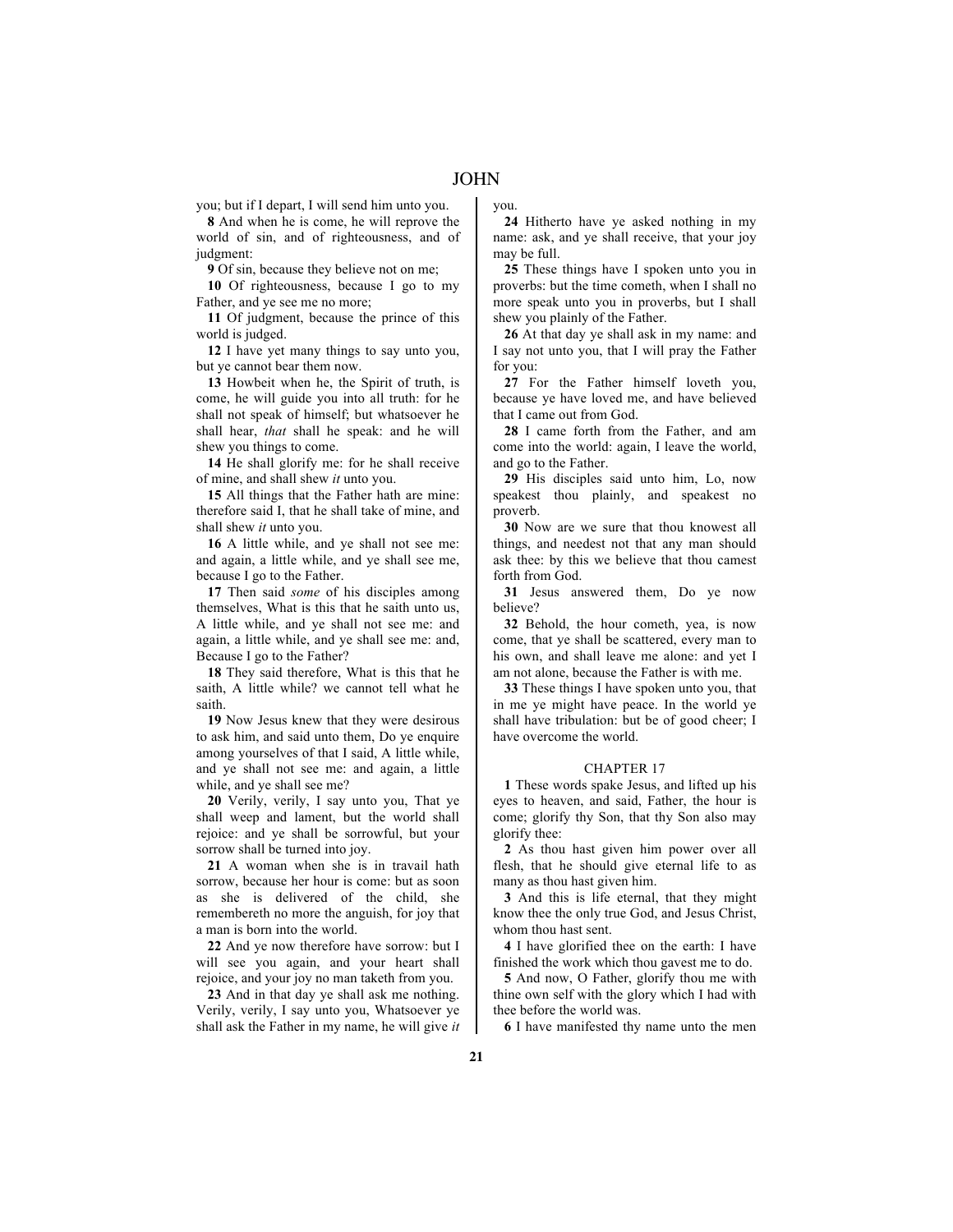you; but if I depart, I will send him unto you.

**8** And when he is come, he will reprove the world of sin, and of righteousness, and of judgment:

**9** Of sin, because they believe not on me;

**10** Of righteousness, because I go to my Father, and ye see me no more;

**11** Of judgment, because the prince of this world is judged.

**12** I have yet many things to say unto you, but ye cannot bear them now.

**13** Howbeit when he, the Spirit of truth, is come, he will guide you into all truth: for he shall not speak of himself; but whatsoever he shall hear, *that* shall he speak: and he will shew you things to come.

**14** He shall glorify me: for he shall receive of mine, and shall shew *it* unto you.

**15** All things that the Father hath are mine: therefore said I, that he shall take of mine, and shall shew *it* unto you.

**16** A little while, and ye shall not see me: and again, a little while, and ye shall see me, because I go to the Father.

**17** Then said *some* of his disciples among themselves, What is this that he saith unto us, A little while, and ye shall not see me: and again, a little while, and ye shall see me: and, Because I go to the Father?

**18** They said therefore, What is this that he saith, A little while? we cannot tell what he saith.

**19** Now Jesus knew that they were desirous to ask him, and said unto them, Do ye enquire among yourselves of that I said, A little while, and ye shall not see me: and again, a little while, and ye shall see me?

**20** Verily, verily, I say unto you, That ye shall weep and lament, but the world shall rejoice: and ye shall be sorrowful, but your sorrow shall be turned into joy.

**21** A woman when she is in travail hath sorrow, because her hour is come: but as soon as she is delivered of the child, she remembereth no more the anguish, for joy that a man is born into the world.

**22** And ye now therefore have sorrow: but I will see you again, and your heart shall rejoice, and your joy no man taketh from you.

**23** And in that day ye shall ask me nothing. Verily, verily, I say unto you, Whatsoever ye shall ask the Father in my name, he will give *it* you.

**24** Hitherto have ye asked nothing in my name: ask, and ye shall receive, that your joy may be full.

**25** These things have I spoken unto you in proverbs: but the time cometh, when I shall no more speak unto you in proverbs, but I shall shew you plainly of the Father.

**26** At that day ye shall ask in my name: and I say not unto you, that I will pray the Father for you:

**27** For the Father himself loveth you, because ye have loved me, and have believed that I came out from God.

**28** I came forth from the Father, and am come into the world: again, I leave the world, and go to the Father.

**29** His disciples said unto him, Lo, now speakest thou plainly, and speakest no proverb.

**30** Now are we sure that thou knowest all things, and needest not that any man should ask thee: by this we believe that thou camest forth from God.

**31** Jesus answered them, Do ye now believe?

**32** Behold, the hour cometh, yea, is now come, that ye shall be scattered, every man to his own, and shall leave me alone: and yet I am not alone, because the Father is with me.

**33** These things I have spoken unto you, that in me ye might have peace. In the world ye shall have tribulation: but be of good cheer; I have overcome the world.

## CHAPTER 17

**1** These words spake Jesus, and lifted up his eyes to heaven, and said, Father, the hour is come; glorify thy Son, that thy Son also may glorify thee:

**2** As thou hast given him power over all flesh, that he should give eternal life to as many as thou hast given him.

**3** And this is life eternal, that they might know thee the only true God, and Jesus Christ, whom thou hast sent.

**4** I have glorified thee on the earth: I have finished the work which thou gavest me to do.

**5** And now, O Father, glorify thou me with thine own self with the glory which I had with thee before the world was.

**6** I have manifested thy name unto the men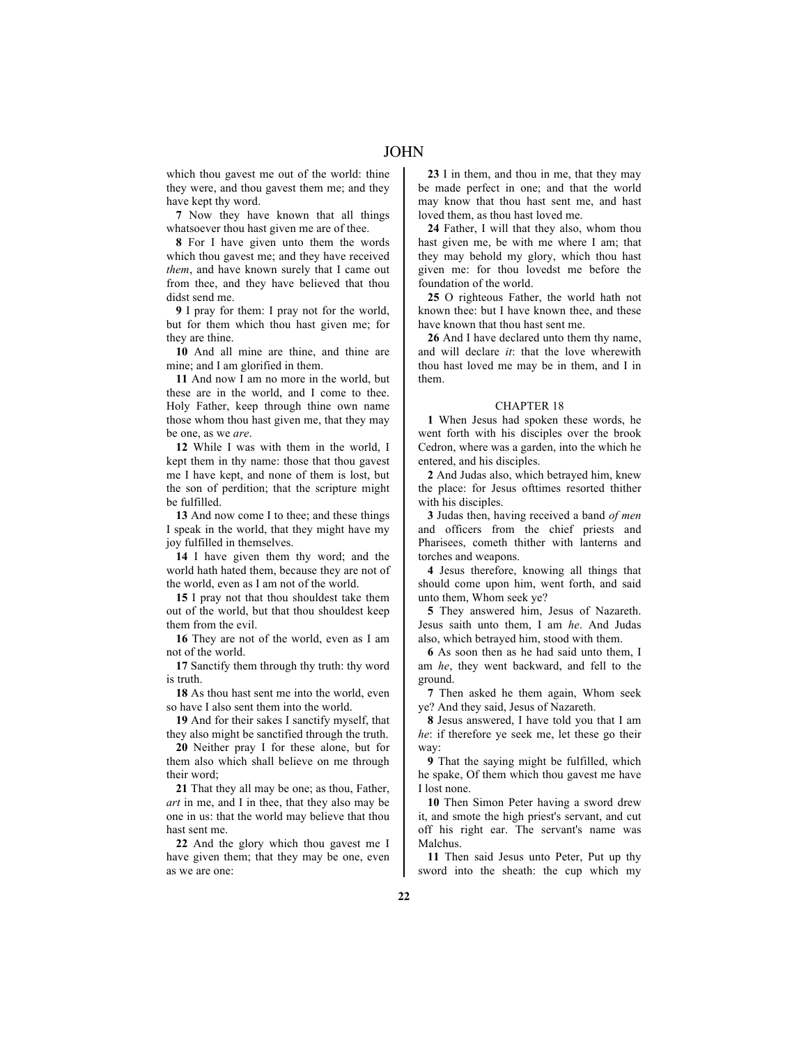which thou gavest me out of the world: thine they were, and thou gavest them me; and they have kept thy word.

**7** Now they have known that all things whatsoever thou hast given me are of thee.

**8** For I have given unto them the words which thou gavest me; and they have received *them*, and have known surely that I came out from thee, and they have believed that thou didst send me.

**9** I pray for them: I pray not for the world, but for them which thou hast given me; for they are thine.

**10** And all mine are thine, and thine are mine; and I am glorified in them.

**11** And now I am no more in the world, but these are in the world, and I come to thee. Holy Father, keep through thine own name those whom thou hast given me, that they may be one, as we *are*.

**12** While I was with them in the world, I kept them in thy name: those that thou gavest me I have kept, and none of them is lost, but the son of perdition; that the scripture might be fulfilled.

**13** And now come I to thee; and these things I speak in the world, that they might have my joy fulfilled in themselves.

**14** I have given them thy word; and the world hath hated them, because they are not of the world, even as I am not of the world.

**15** I pray not that thou shouldest take them out of the world, but that thou shouldest keep them from the evil.

**16** They are not of the world, even as I am not of the world.

**17** Sanctify them through thy truth: thy word is truth.

**18** As thou hast sent me into the world, even so have I also sent them into the world.

**19** And for their sakes I sanctify myself, that they also might be sanctified through the truth.

**20** Neither pray I for these alone, but for them also which shall believe on me through their word;

**21** That they all may be one; as thou, Father, *art* in me, and I in thee, that they also may be one in us: that the world may believe that thou hast sent me.

**22** And the glory which thou gavest me I have given them; that they may be one, even as we are one:

**23** I in them, and thou in me, that they may be made perfect in one; and that the world may know that thou hast sent me, and hast loved them, as thou hast loved me.

**24** Father, I will that they also, whom thou hast given me, be with me where I am; that they may behold my glory, which thou hast given me: for thou lovedst me before the foundation of the world.

**25** O righteous Father, the world hath not known thee: but I have known thee, and these have known that thou hast sent me.

**26** And I have declared unto them thy name, and will declare *it*: that the love wherewith thou hast loved me may be in them, and I in them.

## CHAPTER 18

**1** When Jesus had spoken these words, he went forth with his disciples over the brook Cedron, where was a garden, into the which he entered, and his disciples.

**2** And Judas also, which betrayed him, knew the place: for Jesus ofttimes resorted thither with his disciples.

**3** Judas then, having received a band *of men* and officers from the chief priests and Pharisees, cometh thither with lanterns and torches and weapons.

**4** Jesus therefore, knowing all things that should come upon him, went forth, and said unto them, Whom seek ye?

**5** They answered him, Jesus of Nazareth. Jesus saith unto them, I am *he*. And Judas also, which betrayed him, stood with them.

**6** As soon then as he had said unto them, I am *he*, they went backward, and fell to the ground.

**7** Then asked he them again, Whom seek ye? And they said, Jesus of Nazareth.

**8** Jesus answered, I have told you that I am *he*: if therefore ye seek me, let these go their way:

**9** That the saying might be fulfilled, which he spake, Of them which thou gavest me have I lost none.

**10** Then Simon Peter having a sword drew it, and smote the high priest's servant, and cut off his right ear. The servant's name was Malchus.

**11** Then said Jesus unto Peter, Put up thy sword into the sheath: the cup which my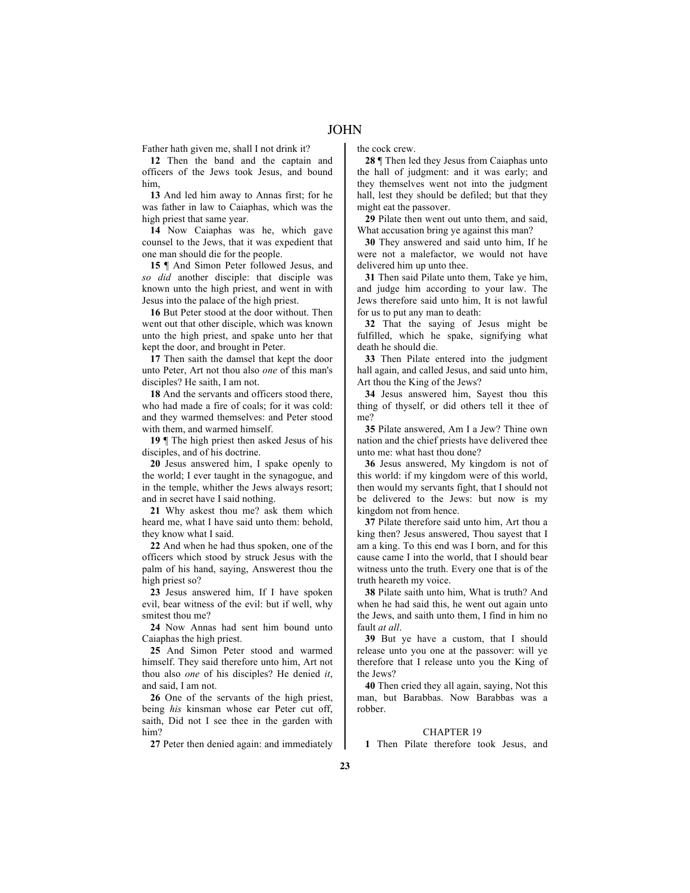Father hath given me, shall I not drink it?

**12** Then the band and the captain and officers of the Jews took Jesus, and bound him,

**13** And led him away to Annas first; for he was father in law to Caiaphas, which was the high priest that same year.

**14** Now Caiaphas was he, which gave counsel to the Jews, that it was expedient that one man should die for the people.

**15** ¶ And Simon Peter followed Jesus, and *so did* another disciple: that disciple was known unto the high priest, and went in with Jesus into the palace of the high priest.

**16** But Peter stood at the door without. Then went out that other disciple, which was known unto the high priest, and spake unto her that kept the door, and brought in Peter.

**17** Then saith the damsel that kept the door unto Peter, Art not thou also *one* of this man's disciples? He saith, I am not.

**18** And the servants and officers stood there, who had made a fire of coals; for it was cold: and they warmed themselves: and Peter stood with them, and warmed himself.

**19** ¶ The high priest then asked Jesus of his disciples, and of his doctrine.

**20** Jesus answered him, I spake openly to the world; I ever taught in the synagogue, and in the temple, whither the Jews always resort; and in secret have I said nothing.

**21** Why askest thou me? ask them which heard me, what I have said unto them: behold, they know what I said.

**22** And when he had thus spoken, one of the officers which stood by struck Jesus with the palm of his hand, saying, Answerest thou the high priest so?

**23** Jesus answered him, If I have spoken evil, bear witness of the evil: but if well, why smitest thou me?

**24** Now Annas had sent him bound unto Caiaphas the high priest.

**25** And Simon Peter stood and warmed himself. They said therefore unto him, Art not thou also *one* of his disciples? He denied *it*, and said, I am not.

**26** One of the servants of the high priest, being *his* kinsman whose ear Peter cut off, saith, Did not I see thee in the garden with him?

**27** Peter then denied again: and immediately the cock crew.

**28** ¶ Then led they Jesus from Caiaphas unto the hall of judgment: and it was early; and they themselves went not into the judgment hall, lest they should be defiled; but that they might eat the passover.

**29** Pilate then went out unto them, and said, What accusation bring ye against this man?

**30** They answered and said unto him, If he were not a malefactor, we would not have delivered him up unto thee.

**31** Then said Pilate unto them, Take ye him, and judge him according to your law. The Jews therefore said unto him, It is not lawful for us to put any man to death:

**32** That the saying of Jesus might be fulfilled, which he spake, signifying what death he should die.

**33** Then Pilate entered into the judgment hall again, and called Jesus, and said unto him, Art thou the King of the Jews?

**34** Jesus answered him, Sayest thou this thing of thyself, or did others tell it thee of me?

**35** Pilate answered, Am I a Jew? Thine own nation and the chief priests have delivered thee unto me: what hast thou done?

**36** Jesus answered, My kingdom is not of this world: if my kingdom were of this world, then would my servants fight, that I should not be delivered to the Jews: but now is my kingdom not from hence.

**37** Pilate therefore said unto him, Art thou a king then? Jesus answered, Thou sayest that I am a king. To this end was I born, and for this cause came I into the world, that I should bear witness unto the truth. Every one that is of the truth heareth my voice.

**38** Pilate saith unto him, What is truth? And when he had said this, he went out again unto the Jews, and saith unto them, I find in him no fault *at all*.

**39** But ye have a custom, that I should release unto you one at the passover: will ye therefore that I release unto you the King of the Jews?

**40** Then cried they all again, saying, Not this man, but Barabbas. Now Barabbas was a robber.

## CHAPTER 19

**1** Then Pilate therefore took Jesus, and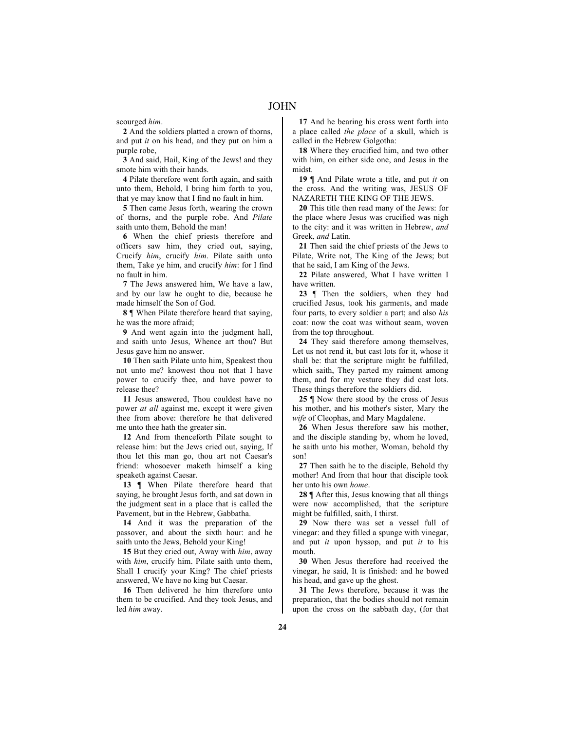scourged *him*.

**2** And the soldiers platted a crown of thorns, and put *it* on his head, and they put on him a purple robe,

**3** And said, Hail, King of the Jews! and they smote him with their hands.

**4** Pilate therefore went forth again, and saith unto them, Behold, I bring him forth to you, that ye may know that I find no fault in him.

**5** Then came Jesus forth, wearing the crown of thorns, and the purple robe. And *Pilate* saith unto them, Behold the man!

**6** When the chief priests therefore and officers saw him, they cried out, saying, Crucify *him*, crucify *him*. Pilate saith unto them, Take ye him, and crucify *him*: for I find no fault in him.

**7** The Jews answered him, We have a law, and by our law he ought to die, because he made himself the Son of God.

**8** ¶ When Pilate therefore heard that saying, he was the more afraid;

**9** And went again into the judgment hall, and saith unto Jesus, Whence art thou? But Jesus gave him no answer.

**10** Then saith Pilate unto him, Speakest thou not unto me? knowest thou not that I have power to crucify thee, and have power to release thee?

**11** Jesus answered, Thou couldest have no power *at all* against me, except it were given thee from above: therefore he that delivered me unto thee hath the greater sin.

**12** And from thenceforth Pilate sought to release him: but the Jews cried out, saying, If thou let this man go, thou art not Caesar's friend: whosoever maketh himself a king speaketh against Caesar.

**13** ¶ When Pilate therefore heard that saying, he brought Jesus forth, and sat down in the judgment seat in a place that is called the Pavement, but in the Hebrew, Gabbatha.

**14** And it was the preparation of the passover, and about the sixth hour: and he saith unto the Jews, Behold your King!

**15** But they cried out, Away with *him*, away with *him*, crucify him. Pilate saith unto them, Shall I crucify your King? The chief priests answered, We have no king but Caesar.

**16** Then delivered he him therefore unto them to be crucified. And they took Jesus, and led *him* away.

**17** And he bearing his cross went forth into a place called *the place* of a skull, which is called in the Hebrew Golgotha:

**18** Where they crucified him, and two other with him, on either side one, and Jesus in the midst.

**19** ¶ And Pilate wrote a title, and put *it* on the cross. And the writing was, JESUS OF NAZARETH THE KING OF THE JEWS.

**20** This title then read many of the Jews: for the place where Jesus was crucified was nigh to the city: and it was written in Hebrew, *and* Greek, *and* Latin.

**21** Then said the chief priests of the Jews to Pilate, Write not, The King of the Jews; but that he said, I am King of the Jews.

**22** Pilate answered, What I have written I have written.

**23** ¶ Then the soldiers, when they had crucified Jesus, took his garments, and made four parts, to every soldier a part; and also *his* coat: now the coat was without seam, woven from the top throughout.

**24** They said therefore among themselves, Let us not rend it, but cast lots for it, whose it shall be: that the scripture might be fulfilled, which saith, They parted my raiment among them, and for my vesture they did cast lots. These things therefore the soldiers did.

**25** ¶ Now there stood by the cross of Jesus his mother, and his mother's sister, Mary the *wife* of Cleophas, and Mary Magdalene.

**26** When Jesus therefore saw his mother, and the disciple standing by, whom he loved, he saith unto his mother, Woman, behold thy son!

**27** Then saith he to the disciple, Behold thy mother! And from that hour that disciple took her unto his own *home*.

**28** ¶ After this, Jesus knowing that all things were now accomplished, that the scripture might be fulfilled, saith, I thirst.

**29** Now there was set a vessel full of vinegar: and they filled a spunge with vinegar, and put *it* upon hyssop, and put *it* to his mouth.

**30** When Jesus therefore had received the vinegar, he said, It is finished: and he bowed his head, and gave up the ghost.

**31** The Jews therefore, because it was the preparation, that the bodies should not remain upon the cross on the sabbath day, (for that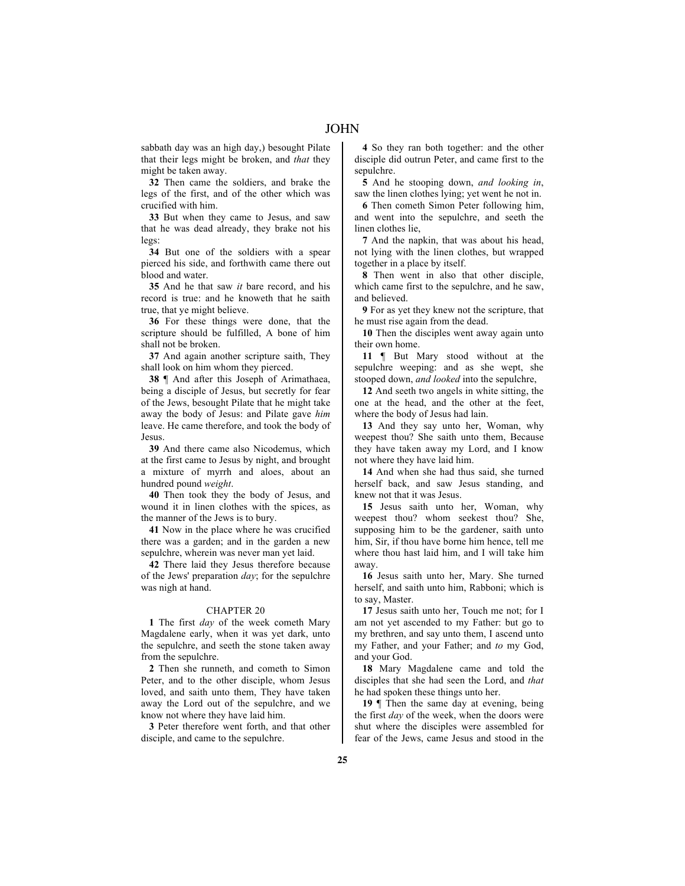sabbath day was an high day,) besought Pilate that their legs might be broken, and *that* they might be taken away.

**32** Then came the soldiers, and brake the legs of the first, and of the other which was crucified with him.

**33** But when they came to Jesus, and saw that he was dead already, they brake not his legs:

**34** But one of the soldiers with a spear pierced his side, and forthwith came there out blood and water.

**35** And he that saw *it* bare record, and his record is true: and he knoweth that he saith true, that ye might believe.

**36** For these things were done, that the scripture should be fulfilled, A bone of him shall not be broken.

**37** And again another scripture saith, They shall look on him whom they pierced.

**38** ¶ And after this Joseph of Arimathaea, being a disciple of Jesus, but secretly for fear of the Jews, besought Pilate that he might take away the body of Jesus: and Pilate gave *him* leave. He came therefore, and took the body of Jesus.

**39** And there came also Nicodemus, which at the first came to Jesus by night, and brought a mixture of myrrh and aloes, about an hundred pound *weight*.

**40** Then took they the body of Jesus, and wound it in linen clothes with the spices, as the manner of the Jews is to bury.

**41** Now in the place where he was crucified there was a garden; and in the garden a new sepulchre, wherein was never man yet laid.

**42** There laid they Jesus therefore because of the Jews' preparation *day*; for the sepulchre was nigh at hand.

## CHAPTER 20

**1** The first *day* of the week cometh Mary Magdalene early, when it was yet dark, unto the sepulchre, and seeth the stone taken away from the sepulchre.

**2** Then she runneth, and cometh to Simon Peter, and to the other disciple, whom Jesus loved, and saith unto them, They have taken away the Lord out of the sepulchre, and we know not where they have laid him.

**3** Peter therefore went forth, and that other disciple, and came to the sepulchre.

**4** So they ran both together: and the other disciple did outrun Peter, and came first to the sepulchre.

**5** And he stooping down, *and looking in*, saw the linen clothes lying; yet went he not in.

**6** Then cometh Simon Peter following him, and went into the sepulchre, and seeth the linen clothes lie,

**7** And the napkin, that was about his head, not lying with the linen clothes, but wrapped together in a place by itself.

**8** Then went in also that other disciple, which came first to the sepulchre, and he saw, and believed.

**9** For as yet they knew not the scripture, that he must rise again from the dead.

**10** Then the disciples went away again unto their own home.

**11** ¶ But Mary stood without at the sepulchre weeping: and as she wept, she stooped down, *and looked* into the sepulchre,

**12** And seeth two angels in white sitting, the one at the head, and the other at the feet, where the body of Jesus had lain.

**13** And they say unto her, Woman, why weepest thou? She saith unto them, Because they have taken away my Lord, and I know not where they have laid him.

**14** And when she had thus said, she turned herself back, and saw Jesus standing, and knew not that it was Jesus.

**15** Jesus saith unto her, Woman, why weepest thou? whom seekest thou? She, supposing him to be the gardener, saith unto him, Sir, if thou have borne him hence, tell me where thou hast laid him, and I will take him away.

**16** Jesus saith unto her, Mary. She turned herself, and saith unto him, Rabboni; which is to say, Master.

**17** Jesus saith unto her, Touch me not; for I am not yet ascended to my Father: but go to my brethren, and say unto them, I ascend unto my Father, and your Father; and *to* my God, and your God.

**18** Mary Magdalene came and told the disciples that she had seen the Lord, and *that* he had spoken these things unto her.

**19** ¶ Then the same day at evening, being the first *day* of the week, when the doors were shut where the disciples were assembled for fear of the Jews, came Jesus and stood in the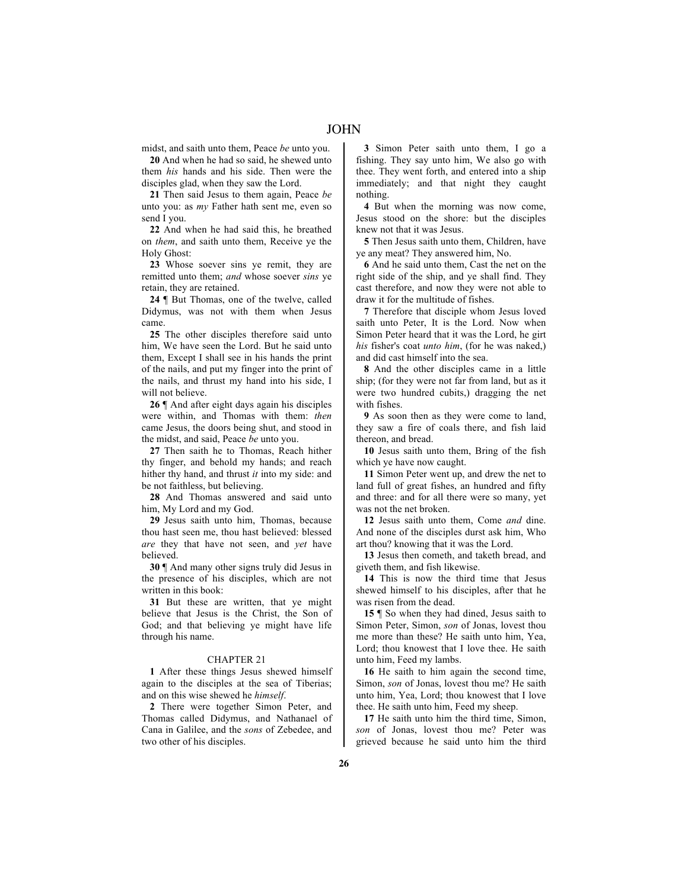midst, and saith unto them, Peace *be* unto you.

**20** And when he had so said, he shewed unto them *his* hands and his side. Then were the disciples glad, when they saw the Lord.

**21** Then said Jesus to them again, Peace *be* unto you: as *my* Father hath sent me, even so send I you.

**22** And when he had said this, he breathed on *them*, and saith unto them, Receive ye the Holy Ghost:

**23** Whose soever sins ye remit, they are remitted unto them; *and* whose soever *sins* ye retain, they are retained.

**24** ¶ But Thomas, one of the twelve, called Didymus, was not with them when Jesus came.

**25** The other disciples therefore said unto him, We have seen the Lord. But he said unto them, Except I shall see in his hands the print of the nails, and put my finger into the print of the nails, and thrust my hand into his side, I will not believe.

**26** ¶ And after eight days again his disciples were within, and Thomas with them: *then* came Jesus, the doors being shut, and stood in the midst, and said, Peace *be* unto you.

**27** Then saith he to Thomas, Reach hither thy finger, and behold my hands; and reach hither thy hand, and thrust *it* into my side: and be not faithless, but believing.

**28** And Thomas answered and said unto him, My Lord and my God.

**29** Jesus saith unto him, Thomas, because thou hast seen me, thou hast believed: blessed *are* they that have not seen, and *yet* have believed.

**30** ¶ And many other signs truly did Jesus in the presence of his disciples, which are not written in this book:

**31** But these are written, that ye might believe that Jesus is the Christ, the Son of God; and that believing ye might have life through his name.

## CHAPTER 21

**1** After these things Jesus shewed himself again to the disciples at the sea of Tiberias; and on this wise shewed he *himself*.

**2** There were together Simon Peter, and Thomas called Didymus, and Nathanael of Cana in Galilee, and the *sons* of Zebedee, and two other of his disciples.

**3** Simon Peter saith unto them, I go a fishing. They say unto him, We also go with thee. They went forth, and entered into a ship immediately; and that night they caught nothing.

**4** But when the morning was now come, Jesus stood on the shore: but the disciples knew not that it was Jesus.

**5** Then Jesus saith unto them, Children, have ye any meat? They answered him, No.

**6** And he said unto them, Cast the net on the right side of the ship, and ye shall find. They cast therefore, and now they were not able to draw it for the multitude of fishes.

**7** Therefore that disciple whom Jesus loved saith unto Peter, It is the Lord. Now when Simon Peter heard that it was the Lord, he girt *his* fisher's coat *unto him*, (for he was naked,) and did cast himself into the sea.

**8** And the other disciples came in a little ship; (for they were not far from land, but as it were two hundred cubits,) dragging the net with fishes.

**9** As soon then as they were come to land, they saw a fire of coals there, and fish laid thereon, and bread.

**10** Jesus saith unto them, Bring of the fish which ye have now caught.

**11** Simon Peter went up, and drew the net to land full of great fishes, an hundred and fifty and three: and for all there were so many, yet was not the net broken.

**12** Jesus saith unto them, Come *and* dine. And none of the disciples durst ask him, Who art thou? knowing that it was the Lord.

**13** Jesus then cometh, and taketh bread, and giveth them, and fish likewise.

**14** This is now the third time that Jesus shewed himself to his disciples, after that he was risen from the dead.

**15** ¶ So when they had dined, Jesus saith to Simon Peter, Simon, *son* of Jonas, lovest thou me more than these? He saith unto him, Yea, Lord; thou knowest that I love thee. He saith unto him, Feed my lambs.

**16** He saith to him again the second time, Simon, *son* of Jonas, lovest thou me? He saith unto him, Yea, Lord; thou knowest that I love thee. He saith unto him, Feed my sheep.

**17** He saith unto him the third time, Simon, *son* of Jonas, lovest thou me? Peter was grieved because he said unto him the third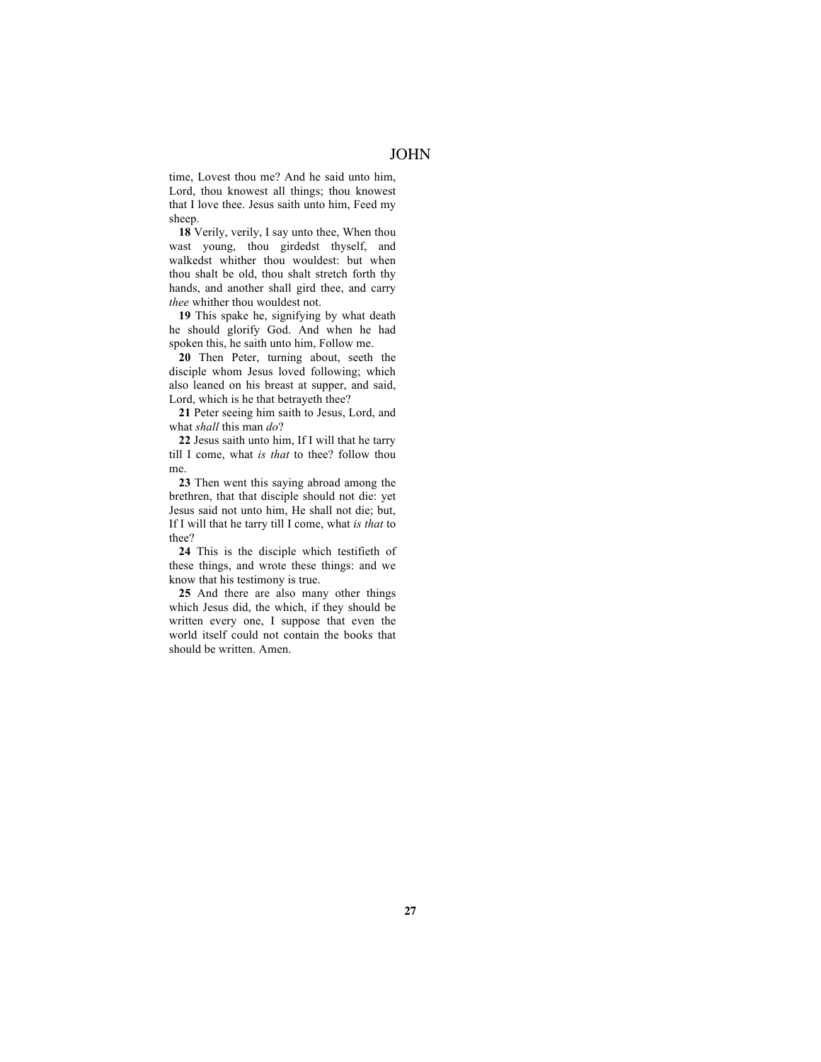time, Lovest thou me? And he said unto him, Lord, thou knowest all things; thou knowest that I love thee. Jesus saith unto him, Feed my sheep.

**18** Verily, verily, I say unto thee, When thou wast young, thou girdedst thyself, and walkedst whither thou wouldest: but when thou shalt be old, thou shalt stretch forth thy hands, and another shall gird thee, and carry *thee* whither thou wouldest not.

**19** This spake he, signifying by what death he should glorify God. And when he had spoken this, he saith unto him, Follow me.

**20** Then Peter, turning about, seeth the disciple whom Jesus loved following; which also leaned on his breast at supper, and said, Lord, which is he that betrayeth thee?

**21** Peter seeing him saith to Jesus, Lord, and what *shall* this man *do*?

**22** Jesus saith unto him, If I will that he tarry till I come, what *is that* to thee? follow thou me.

**23** Then went this saying abroad among the brethren, that that disciple should not die: yet Jesus said not unto him, He shall not die; but, If I will that he tarry till I come, what *is that* to thee?

**24** This is the disciple which testifieth of these things, and wrote these things: and we know that his testimony is true.

**25** And there are also many other things which Jesus did, the which, if they should be written every one, I suppose that even the world itself could not contain the books that should be written. Amen.